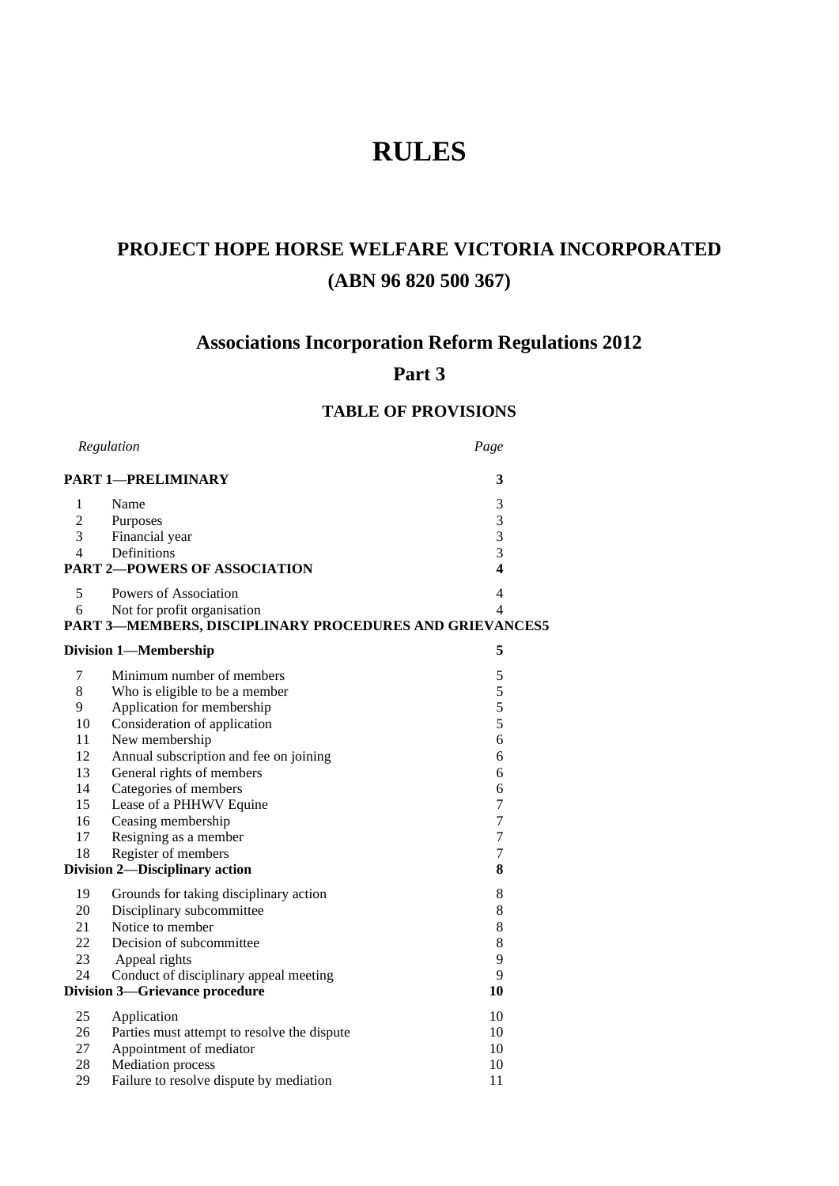# RULES

## PROJECT HOPE HORSE WELFARE VICTORIA INCORPORATED

## (ABN 96 820 500 367)

### Associations Incorporation Reform Regulations 2012

### Part 3

#### TABLE OF PROVISIONS

| Regulation | | Page |
|---|---|---|
| **PART 1—PRELIMINARY** | | **3** |
| 1 | Name | 3 |
| 2 | Purposes | 3 |
| 3 | Financial year | 3 |
| 4 | Definitions | 3 |
| **PART 2—POWERS OF ASSOCIATION** | | **4** |
| 5 | Powers of Association | 4 |
| 6 | Not for profit organisation | 4 |
| **PART 3—MEMBERS, DISCIPLINARY PROCEDURES AND GRIEVANCES** | | **5** |
| **Division 1—Membership** | | **5** |
| 7 | Minimum number of members | 5 |
| 8 | Who is eligible to be a member | 5 |
| 9 | Application for membership | 5 |
| 10 | Consideration of application | 5 |
| 11 | New membership | 6 |
| 12 | Annual subscription and fee on joining | 6 |
| 13 | General rights of members | 6 |
| 14 | Categories of members | 6 |
| 15 | Lease of a PHHWV Equine | 7 |
| 16 | Ceasing membership | 7 |
| 17 | Resigning as a member | 7 |
| 18 | Register of members | 7 |
| **Division 2—Disciplinary action** | | **8** |
| 19 | Grounds for taking disciplinary action | 8 |
| 20 | Disciplinary subcommittee | 8 |
| 21 | Notice to member | 8 |
| 22 | Decision of subcommittee | 8 |
| 23 | Appeal rights | 9 |
| 24 | Conduct of disciplinary appeal meeting | 9 |
| **Division 3—Grievance procedure** | | **10** |
| 25 | Application | 10 |
| 26 | Parties must attempt to resolve the dispute | 10 |
| 27 | Appointment of mediator | 10 |
| 28 | Mediation process | 10 |
| 29 | Failure to resolve dispute by mediation | 11 |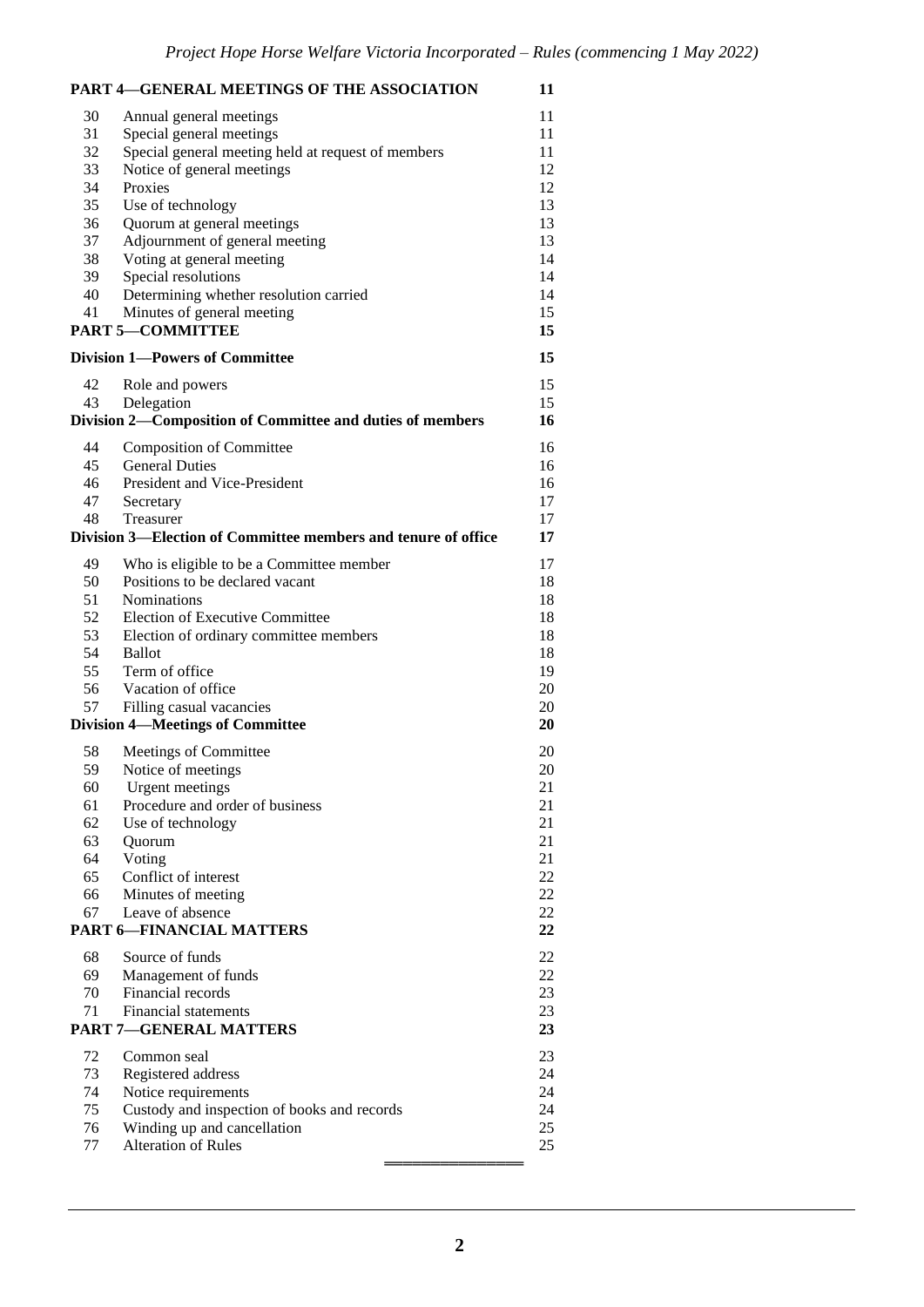| | **PART 4—GENERAL MEETINGS OF THE ASSOCIATION** | **11** |
|---|---|---|
| 30 | Annual general meetings | 11 |
| 31 | Special general meetings | 11 |
| 32 | Special general meeting held at request of members | 11 |
| 33 | Notice of general meetings | 12 |
| 34 | Proxies | 12 |
| 35 | Use of technology | 13 |
| 36 | Quorum at general meetings | 13 |
| 37 | Adjournment of general meeting | 13 |
| 38 | Voting at general meeting | 14 |
| 39 | Special resolutions | 14 |
| 40 | Determining whether resolution carried | 14 |
| 41 | Minutes of general meeting | 15 |
| | **PART 5—COMMITTEE** | **15** |
| | **Division 1—Powers of Committee** | **15** |
| 42 | Role and powers | 15 |
| 43 | Delegation | 15 |
| | **Division 2—Composition of Committee and duties of members** | **16** |
| 44 | Composition of Committee | 16 |
| 45 | General Duties | 16 |
| 46 | President and Vice-President | 16 |
| 47 | Secretary | 17 |
| 48 | Treasurer | 17 |
| | **Division 3—Election of Committee members and tenure of office** | **17** |
| 49 | Who is eligible to be a Committee member | 17 |
| 50 | Positions to be declared vacant | 18 |
| 51 | Nominations | 18 |
| 52 | Election of Executive Committee | 18 |
| 53 | Election of ordinary committee members | 18 |
| 54 | Ballot | 18 |
| 55 | Term of office | 19 |
| 56 | Vacation of office | 20 |
| 57 | Filling casual vacancies | 20 |
| | **Division 4—Meetings of Committee** | **20** |
| 58 | Meetings of Committee | 20 |
| 59 | Notice of meetings | 20 |
| 60 | Urgent meetings | 21 |
| 61 | Procedure and order of business | 21 |
| 62 | Use of technology | 21 |
| 63 | Quorum | 21 |
| 64 | Voting | 21 |
| 65 | Conflict of interest | 22 |
| 66 | Minutes of meeting | 22 |
| 67 | Leave of absence | 22 |
| | **PART 6—FINANCIAL MATTERS** | **22** |
| 68 | Source of funds | 22 |
| 69 | Management of funds | 22 |
| 70 | Financial records | 23 |
| 71 | Financial statements | 23 |
| | **PART 7—GENERAL MATTERS** | **23** |
| 72 | Common seal | 23 |
| 73 | Registered address | 24 |
| 74 | Notice requirements | 24 |
| 75 | Custody and inspection of books and records | 24 |
| 76 | Winding up and cancellation | 25 |
| 77 | Alteration of Rules | 25 |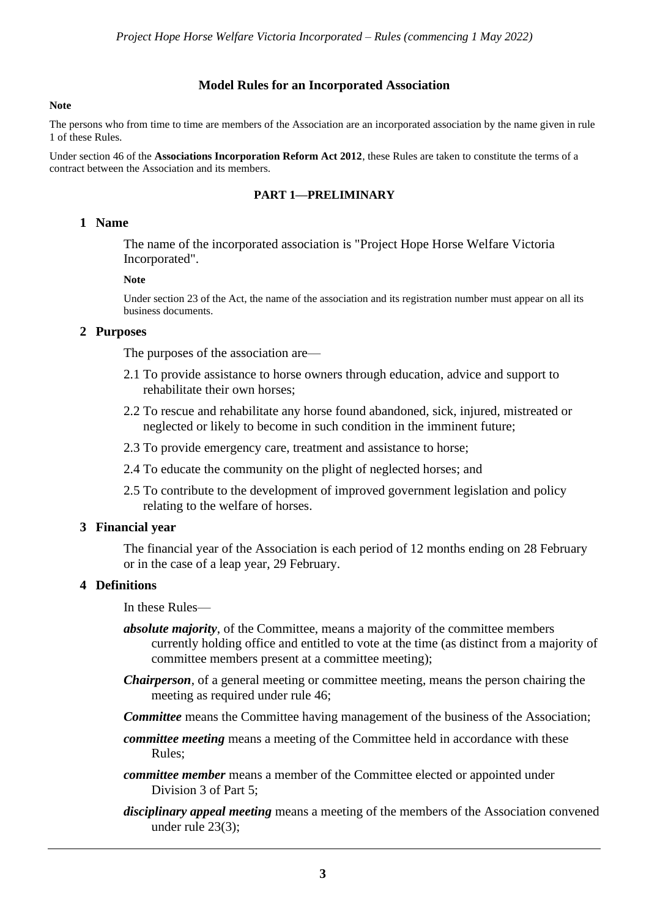## Model Rules for an Incorporated Association

**Note**

The persons who from time to time are members of the Association are an incorporated association by the name given in rule 1 of these Rules.

Under section 46 of the **Associations Incorporation Reform Act 2012**, these Rules are taken to constitute the terms of a contract between the Association and its members.

### PART 1—PRELIMINARY

#### 1 Name

The name of the incorporated association is "Project Hope Horse Welfare Victoria Incorporated".

**Note**

Under section 23 of the Act, the name of the association and its registration number must appear on all its business documents.

#### 2 Purposes

The purposes of the association are—

2.1 To provide assistance to horse owners through education, advice and support to rehabilitate their own horses;

2.2 To rescue and rehabilitate any horse found abandoned, sick, injured, mistreated or neglected or likely to become in such condition in the imminent future;

2.3 To provide emergency care, treatment and assistance to horse;

2.4 To educate the community on the plight of neglected horses; and

2.5 To contribute to the development of improved government legislation and policy relating to the welfare of horses.

#### 3 Financial year

The financial year of the Association is each period of 12 months ending on 28 February or in the case of a leap year, 29 February.

#### 4 Definitions

In these Rules—

***absolute majority***, of the Committee, means a majority of the committee members currently holding office and entitled to vote at the time (as distinct from a majority of committee members present at a committee meeting);

***Chairperson***, of a general meeting or committee meeting, means the person chairing the meeting as required under rule 46;

***Committee*** means the Committee having management of the business of the Association;

***committee meeting*** means a meeting of the Committee held in accordance with these Rules;

***committee member*** means a member of the Committee elected or appointed under Division 3 of Part 5;

***disciplinary appeal meeting*** means a meeting of the members of the Association convened under rule 23(3);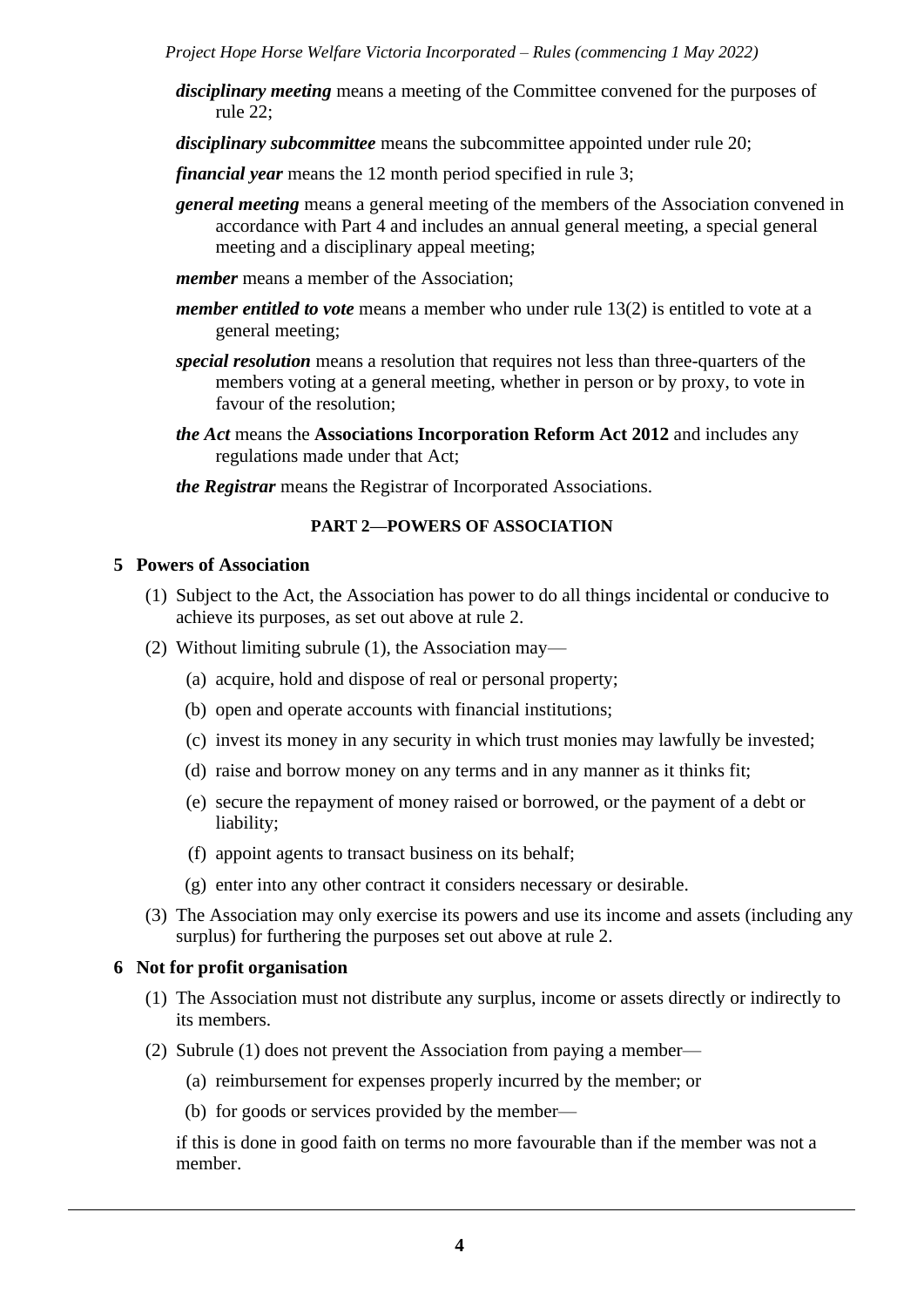***disciplinary meeting*** means a meeting of the Committee convened for the purposes of rule 22;

***disciplinary subcommittee*** means the subcommittee appointed under rule 20;

***financial year*** means the 12 month period specified in rule 3;

***general meeting*** means a general meeting of the members of the Association convened in accordance with Part 4 and includes an annual general meeting, a special general meeting and a disciplinary appeal meeting;

***member*** means a member of the Association;

***member entitled to vote*** means a member who under rule 13(2) is entitled to vote at a general meeting;

***special resolution*** means a resolution that requires not less than three-quarters of the members voting at a general meeting, whether in person or by proxy, to vote in favour of the resolution;

***the Act*** means the **Associations Incorporation Reform Act 2012** and includes any regulations made under that Act;

***the Registrar*** means the Registrar of Incorporated Associations.

## PART 2—POWERS OF ASSOCIATION

### 5 Powers of Association

(1) Subject to the Act, the Association has power to do all things incidental or conducive to achieve its purposes, as set out above at rule 2.

(2) Without limiting subrule (1), the Association may—

(a) acquire, hold and dispose of real or personal property;

(b) open and operate accounts with financial institutions;

(c) invest its money in any security in which trust monies may lawfully be invested;

(d) raise and borrow money on any terms and in any manner as it thinks fit;

(e) secure the repayment of money raised or borrowed, or the payment of a debt or liability;

(f) appoint agents to transact business on its behalf;

(g) enter into any other contract it considers necessary or desirable.

(3) The Association may only exercise its powers and use its income and assets (including any surplus) for furthering the purposes set out above at rule 2.

### 6 Not for profit organisation

(1) The Association must not distribute any surplus, income or assets directly or indirectly to its members.

(2) Subrule (1) does not prevent the Association from paying a member—

(a) reimbursement for expenses properly incurred by the member; or

(b) for goods or services provided by the member—

if this is done in good faith on terms no more favourable than if the member was not a member.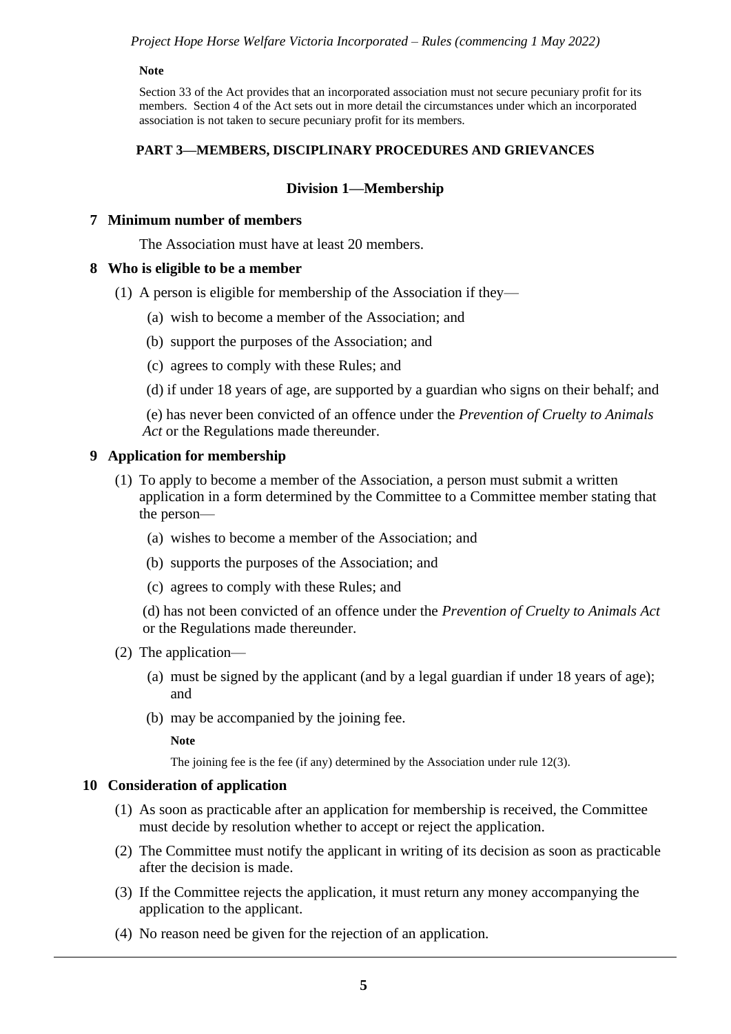**Note**

Section 33 of the Act provides that an incorporated association must not secure pecuniary profit for its members. Section 4 of the Act sets out in more detail the circumstances under which an incorporated association is not taken to secure pecuniary profit for its members.

## PART 3—MEMBERS, DISCIPLINARY PROCEDURES AND GRIEVANCES

### Division 1—Membership

**7 Minimum number of members**

The Association must have at least 20 members.

**8 Who is eligible to be a member**

(1) A person is eligible for membership of the Association if they—

(a) wish to become a member of the Association; and

(b) support the purposes of the Association; and

(c) agrees to comply with these Rules; and

(d) if under 18 years of age, are supported by a guardian who signs on their behalf; and

(e) has never been convicted of an offence under the *Prevention of Cruelty to Animals Act* or the Regulations made thereunder.

**9 Application for membership**

(1) To apply to become a member of the Association, a person must submit a written application in a form determined by the Committee to a Committee member stating that the person—

(a) wishes to become a member of the Association; and

(b) supports the purposes of the Association; and

(c) agrees to comply with these Rules; and

(d) has not been convicted of an offence under the *Prevention of Cruelty to Animals Act* or the Regulations made thereunder.

(2) The application—

(a) must be signed by the applicant (and by a legal guardian if under 18 years of age); and

(b) may be accompanied by the joining fee.

**Note**

The joining fee is the fee (if any) determined by the Association under rule 12(3).

**10 Consideration of application**

(1) As soon as practicable after an application for membership is received, the Committee must decide by resolution whether to accept or reject the application.

(2) The Committee must notify the applicant in writing of its decision as soon as practicable after the decision is made.

(3) If the Committee rejects the application, it must return any money accompanying the application to the applicant.

(4) No reason need be given for the rejection of an application.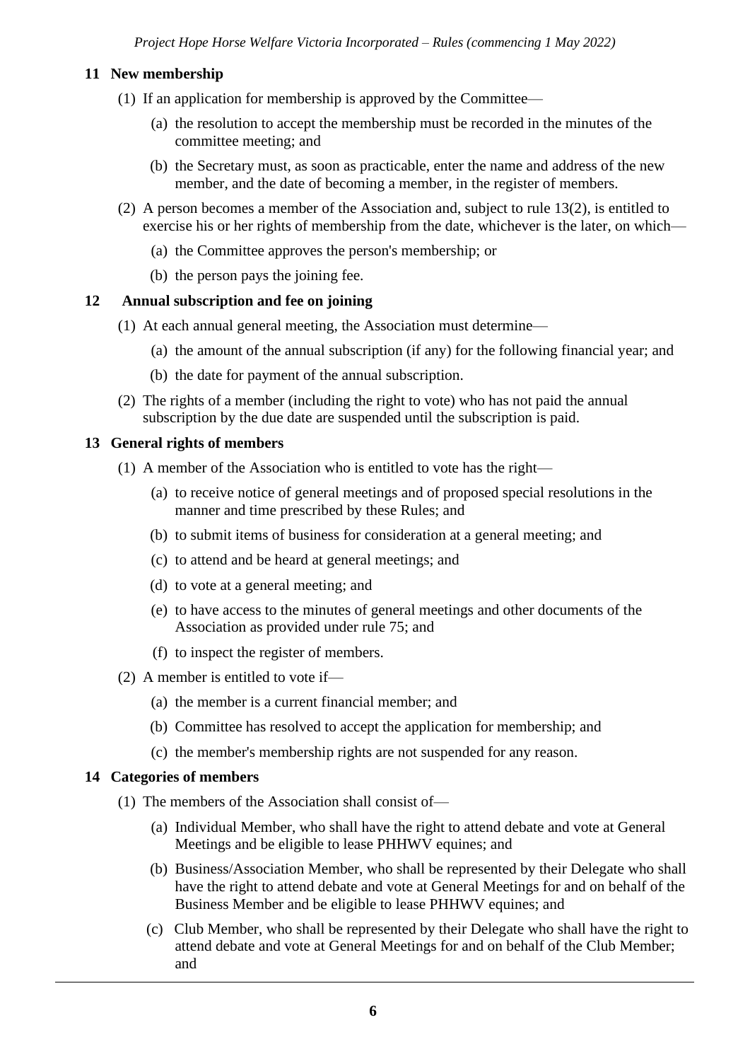## 11 New membership

(1) If an application for membership is approved by the Committee—

(a) the resolution to accept the membership must be recorded in the minutes of the committee meeting; and

(b) the Secretary must, as soon as practicable, enter the name and address of the new member, and the date of becoming a member, in the register of members.

(2) A person becomes a member of the Association and, subject to rule 13(2), is entitled to exercise his or her rights of membership from the date, whichever is the later, on which—

(a) the Committee approves the person's membership; or

(b) the person pays the joining fee.

## 12 Annual subscription and fee on joining

(1) At each annual general meeting, the Association must determine—

(a) the amount of the annual subscription (if any) for the following financial year; and

(b) the date for payment of the annual subscription.

(2) The rights of a member (including the right to vote) who has not paid the annual subscription by the due date are suspended until the subscription is paid.

## 13 General rights of members

(1) A member of the Association who is entitled to vote has the right—

(a) to receive notice of general meetings and of proposed special resolutions in the manner and time prescribed by these Rules; and

(b) to submit items of business for consideration at a general meeting; and

(c) to attend and be heard at general meetings; and

(d) to vote at a general meeting; and

(e) to have access to the minutes of general meetings and other documents of the Association as provided under rule 75; and

(f) to inspect the register of members.

(2) A member is entitled to vote if—

(a) the member is a current financial member; and

(b) Committee has resolved to accept the application for membership; and

(c) the member's membership rights are not suspended for any reason.

## 14 Categories of members

(1) The members of the Association shall consist of—

(a) Individual Member, who shall have the right to attend debate and vote at General Meetings and be eligible to lease PHHWV equines; and

(b) Business/Association Member, who shall be represented by their Delegate who shall have the right to attend debate and vote at General Meetings for and on behalf of the Business Member and be eligible to lease PHHWV equines; and

(c) Club Member, who shall be represented by their Delegate who shall have the right to attend debate and vote at General Meetings for and on behalf of the Club Member; and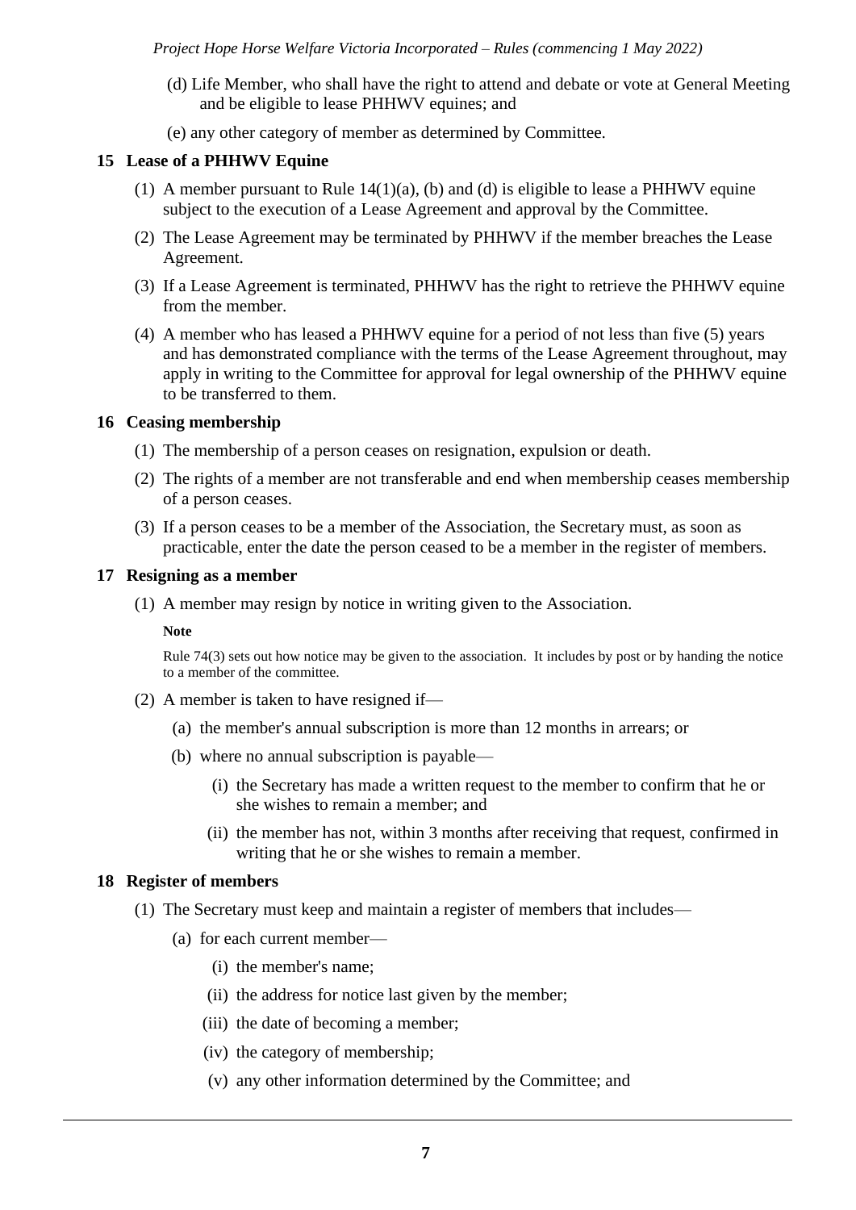(d) Life Member, who shall have the right to attend and debate or vote at General Meeting and be eligible to lease PHHWV equines; and

(e) any other category of member as determined by Committee.

## 15 Lease of a PHHWV Equine

(1) A member pursuant to Rule 14(1)(a), (b) and (d) is eligible to lease a PHHWV equine subject to the execution of a Lease Agreement and approval by the Committee.

(2) The Lease Agreement may be terminated by PHHWV if the member breaches the Lease Agreement.

(3) If a Lease Agreement is terminated, PHHWV has the right to retrieve the PHHWV equine from the member.

(4) A member who has leased a PHHWV equine for a period of not less than five (5) years and has demonstrated compliance with the terms of the Lease Agreement throughout, may apply in writing to the Committee for approval for legal ownership of the PHHWV equine to be transferred to them.

## 16 Ceasing membership

(1) The membership of a person ceases on resignation, expulsion or death.

(2) The rights of a member are not transferable and end when membership ceases membership of a person ceases.

(3) If a person ceases to be a member of the Association, the Secretary must, as soon as practicable, enter the date the person ceased to be a member in the register of members.

## 17 Resigning as a member

(1) A member may resign by notice in writing given to the Association.

**Note**

Rule 74(3) sets out how notice may be given to the association. It includes by post or by handing the notice to a member of the committee.

(2) A member is taken to have resigned if—

- (a) the member's annual subscription is more than 12 months in arrears; or
- (b) where no annual subscription is payable—
  - (i) the Secretary has made a written request to the member to confirm that he or she wishes to remain a member; and
  - (ii) the member has not, within 3 months after receiving that request, confirmed in writing that he or she wishes to remain a member.

## 18 Register of members

(1) The Secretary must keep and maintain a register of members that includes—

- (a) for each current member—
  - (i) the member's name;
  - (ii) the address for notice last given by the member;
  - (iii) the date of becoming a member;
  - (iv) the category of membership;
  - (v) any other information determined by the Committee; and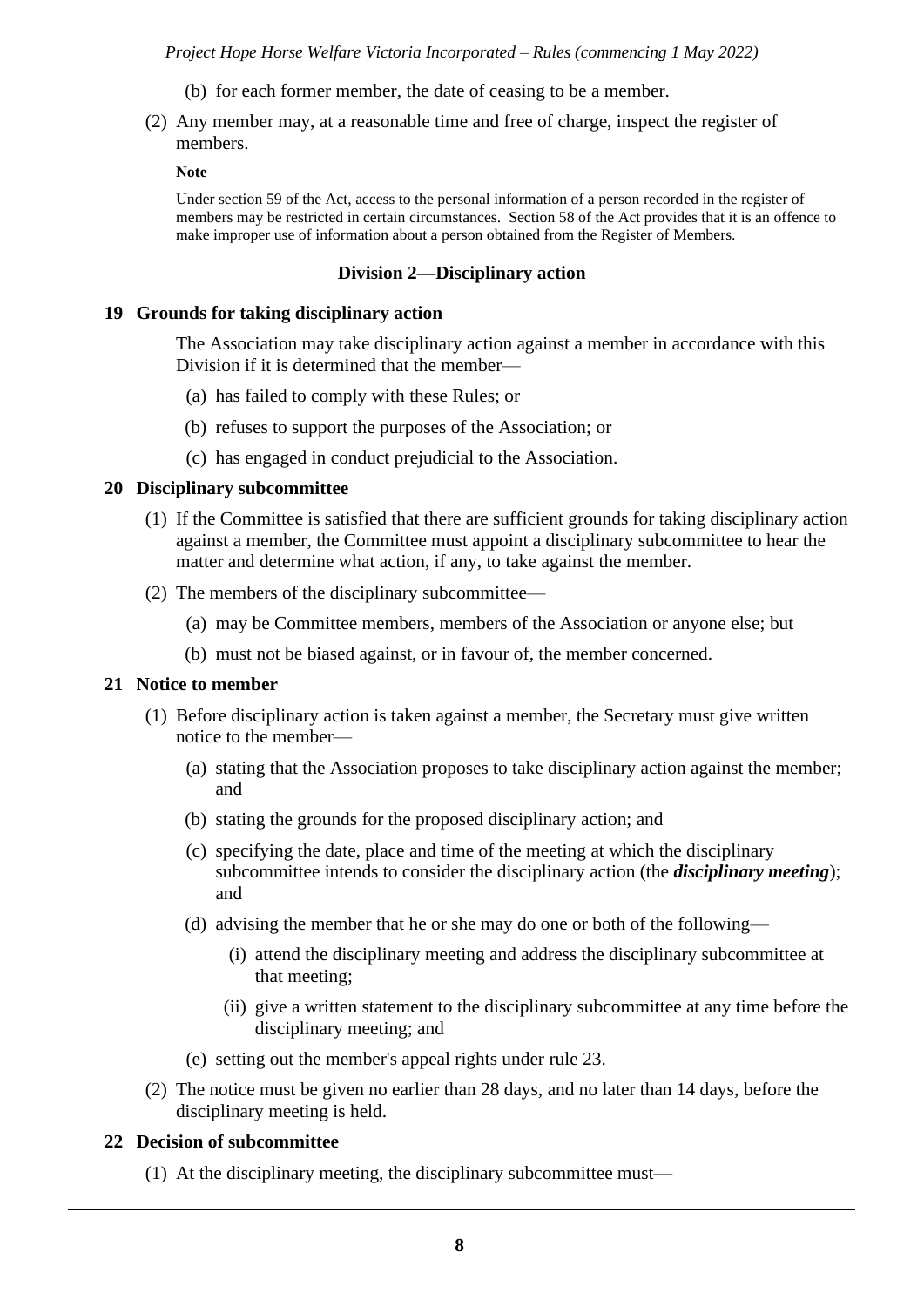(b) for each former member, the date of ceasing to be a member.

(2) Any member may, at a reasonable time and free of charge, inspect the register of members.

**Note**

Under section 59 of the Act, access to the personal information of a person recorded in the register of members may be restricted in certain circumstances. Section 58 of the Act provides that it is an offence to make improper use of information about a person obtained from the Register of Members.

## Division 2—Disciplinary action

### 19 Grounds for taking disciplinary action

The Association may take disciplinary action against a member in accordance with this Division if it is determined that the member—

(a) has failed to comply with these Rules; or

(b) refuses to support the purposes of the Association; or

(c) has engaged in conduct prejudicial to the Association.

### 20 Disciplinary subcommittee

(1) If the Committee is satisfied that there are sufficient grounds for taking disciplinary action against a member, the Committee must appoint a disciplinary subcommittee to hear the matter and determine what action, if any, to take against the member.

(2) The members of the disciplinary subcommittee—

(a) may be Committee members, members of the Association or anyone else; but

(b) must not be biased against, or in favour of, the member concerned.

### 21 Notice to member

(1) Before disciplinary action is taken against a member, the Secretary must give written notice to the member—

(a) stating that the Association proposes to take disciplinary action against the member; and

(b) stating the grounds for the proposed disciplinary action; and

(c) specifying the date, place and time of the meeting at which the disciplinary subcommittee intends to consider the disciplinary action (the ***disciplinary meeting***); and

(d) advising the member that he or she may do one or both of the following—

(i) attend the disciplinary meeting and address the disciplinary subcommittee at that meeting;

(ii) give a written statement to the disciplinary subcommittee at any time before the disciplinary meeting; and

(e) setting out the member's appeal rights under rule 23.

(2) The notice must be given no earlier than 28 days, and no later than 14 days, before the disciplinary meeting is held.

### 22 Decision of subcommittee

(1) At the disciplinary meeting, the disciplinary subcommittee must—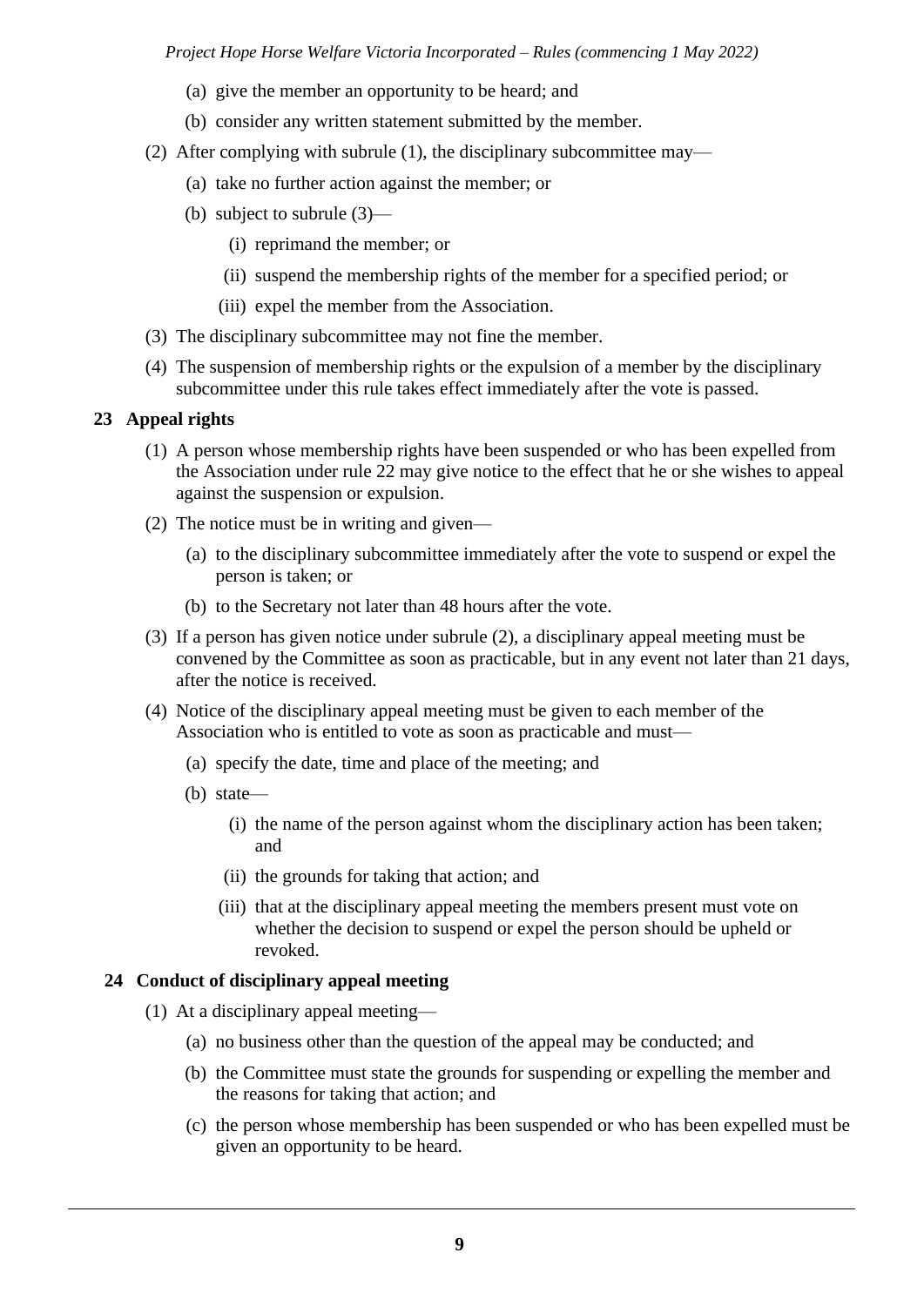(a) give the member an opportunity to be heard; and

(b) consider any written statement submitted by the member.

(2) After complying with subrule (1), the disciplinary subcommittee may—

(a) take no further action against the member; or

(b) subject to subrule (3)—

(i) reprimand the member; or

(ii) suspend the membership rights of the member for a specified period; or

(iii) expel the member from the Association.

(3) The disciplinary subcommittee may not fine the member.

(4) The suspension of membership rights or the expulsion of a member by the disciplinary subcommittee under this rule takes effect immediately after the vote is passed.

### 23 Appeal rights

(1) A person whose membership rights have been suspended or who has been expelled from the Association under rule 22 may give notice to the effect that he or she wishes to appeal against the suspension or expulsion.

(2) The notice must be in writing and given—

(a) to the disciplinary subcommittee immediately after the vote to suspend or expel the person is taken; or

(b) to the Secretary not later than 48 hours after the vote.

(3) If a person has given notice under subrule (2), a disciplinary appeal meeting must be convened by the Committee as soon as practicable, but in any event not later than 21 days, after the notice is received.

(4) Notice of the disciplinary appeal meeting must be given to each member of the Association who is entitled to vote as soon as practicable and must—

(a) specify the date, time and place of the meeting; and

(b) state—

(i) the name of the person against whom the disciplinary action has been taken; and

(ii) the grounds for taking that action; and

(iii) that at the disciplinary appeal meeting the members present must vote on whether the decision to suspend or expel the person should be upheld or revoked.

### 24 Conduct of disciplinary appeal meeting

(1) At a disciplinary appeal meeting—

(a) no business other than the question of the appeal may be conducted; and

(b) the Committee must state the grounds for suspending or expelling the member and the reasons for taking that action; and

(c) the person whose membership has been suspended or who has been expelled must be given an opportunity to be heard.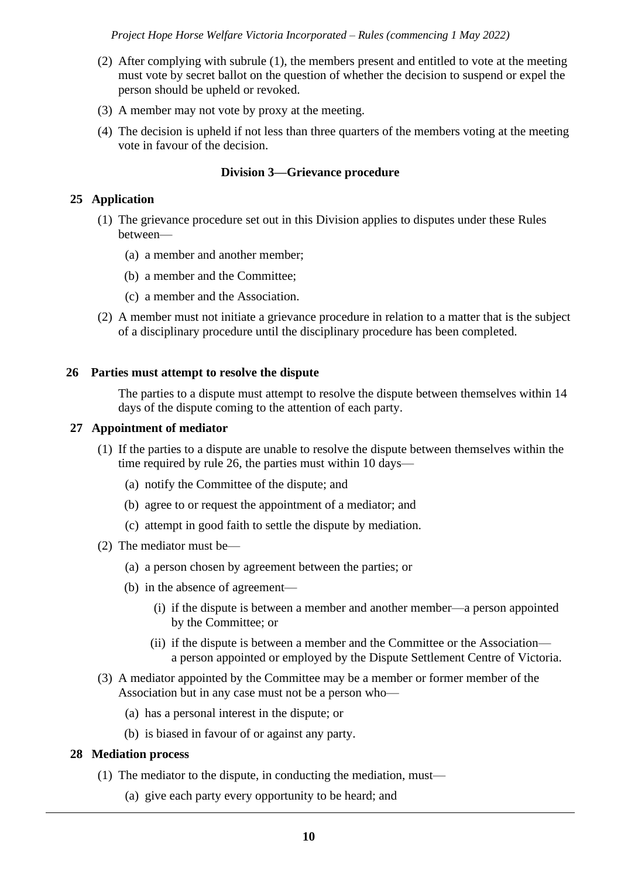(2) After complying with subrule (1), the members present and entitled to vote at the meeting must vote by secret ballot on the question of whether the decision to suspend or expel the person should be upheld or revoked.

(3) A member may not vote by proxy at the meeting.

(4) The decision is upheld if not less than three quarters of the members voting at the meeting vote in favour of the decision.

### Division 3—Grievance procedure

#### 25 Application

(1) The grievance procedure set out in this Division applies to disputes under these Rules between—

(a) a member and another member;

(b) a member and the Committee;

(c) a member and the Association.

(2) A member must not initiate a grievance procedure in relation to a matter that is the subject of a disciplinary procedure until the disciplinary procedure has been completed.

#### 26 Parties must attempt to resolve the dispute

The parties to a dispute must attempt to resolve the dispute between themselves within 14 days of the dispute coming to the attention of each party.

#### 27 Appointment of mediator

(1) If the parties to a dispute are unable to resolve the dispute between themselves within the time required by rule 26, the parties must within 10 days—

(a) notify the Committee of the dispute; and

(b) agree to or request the appointment of a mediator; and

(c) attempt in good faith to settle the dispute by mediation.

(2) The mediator must be—

(a) a person chosen by agreement between the parties; or

(b) in the absence of agreement—

(i) if the dispute is between a member and another member—a person appointed by the Committee; or

(ii) if the dispute is between a member and the Committee or the Association—a person appointed or employed by the Dispute Settlement Centre of Victoria.

(3) A mediator appointed by the Committee may be a member or former member of the Association but in any case must not be a person who—

(a) has a personal interest in the dispute; or

(b) is biased in favour of or against any party.

#### 28 Mediation process

(1) The mediator to the dispute, in conducting the mediation, must—

(a) give each party every opportunity to be heard; and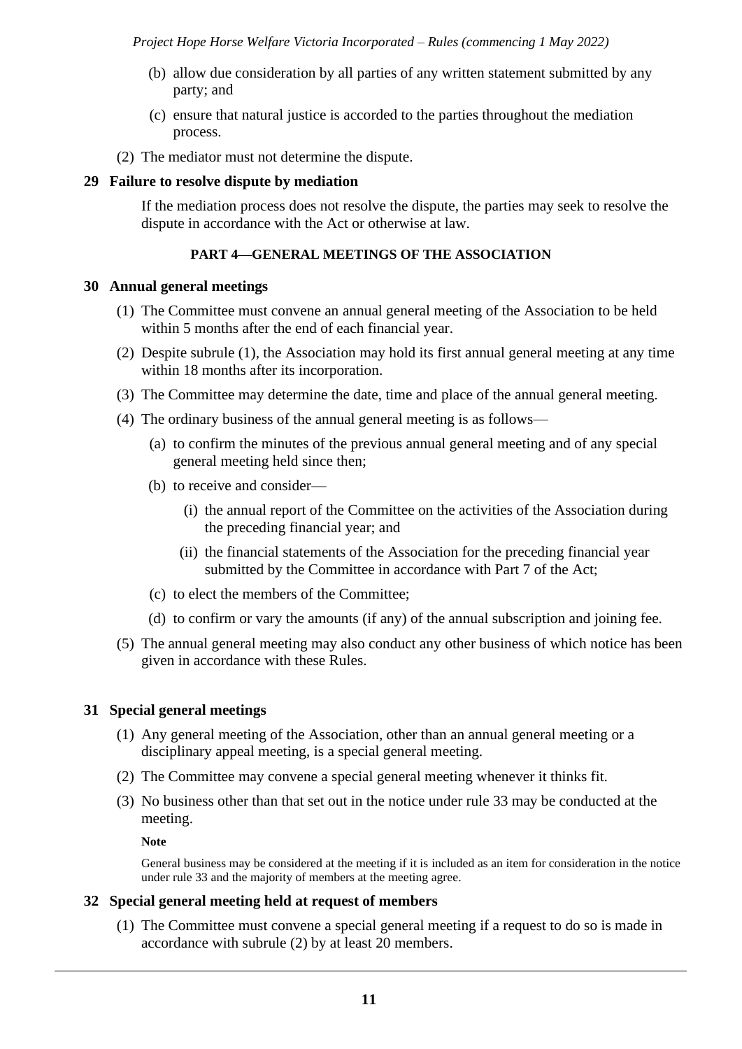(b) allow due consideration by all parties of any written statement submitted by any party; and

(c) ensure that natural justice is accorded to the parties throughout the mediation process.

(2) The mediator must not determine the dispute.

### 29 Failure to resolve dispute by mediation

If the mediation process does not resolve the dispute, the parties may seek to resolve the dispute in accordance with the Act or otherwise at law.

## PART 4—GENERAL MEETINGS OF THE ASSOCIATION

### 30 Annual general meetings

(1) The Committee must convene an annual general meeting of the Association to be held within 5 months after the end of each financial year.

(2) Despite subrule (1), the Association may hold its first annual general meeting at any time within 18 months after its incorporation.

(3) The Committee may determine the date, time and place of the annual general meeting.

(4) The ordinary business of the annual general meeting is as follows—

(a) to confirm the minutes of the previous annual general meeting and of any special general meeting held since then;

(b) to receive and consider—

(i) the annual report of the Committee on the activities of the Association during the preceding financial year; and

(ii) the financial statements of the Association for the preceding financial year submitted by the Committee in accordance with Part 7 of the Act;

(c) to elect the members of the Committee;

(d) to confirm or vary the amounts (if any) of the annual subscription and joining fee.

(5) The annual general meeting may also conduct any other business of which notice has been given in accordance with these Rules.

### 31 Special general meetings

(1) Any general meeting of the Association, other than an annual general meeting or a disciplinary appeal meeting, is a special general meeting.

(2) The Committee may convene a special general meeting whenever it thinks fit.

(3) No business other than that set out in the notice under rule 33 may be conducted at the meeting.

**Note**

General business may be considered at the meeting if it is included as an item for consideration in the notice under rule 33 and the majority of members at the meeting agree.

### 32 Special general meeting held at request of members

(1) The Committee must convene a special general meeting if a request to do so is made in accordance with subrule (2) by at least 20 members.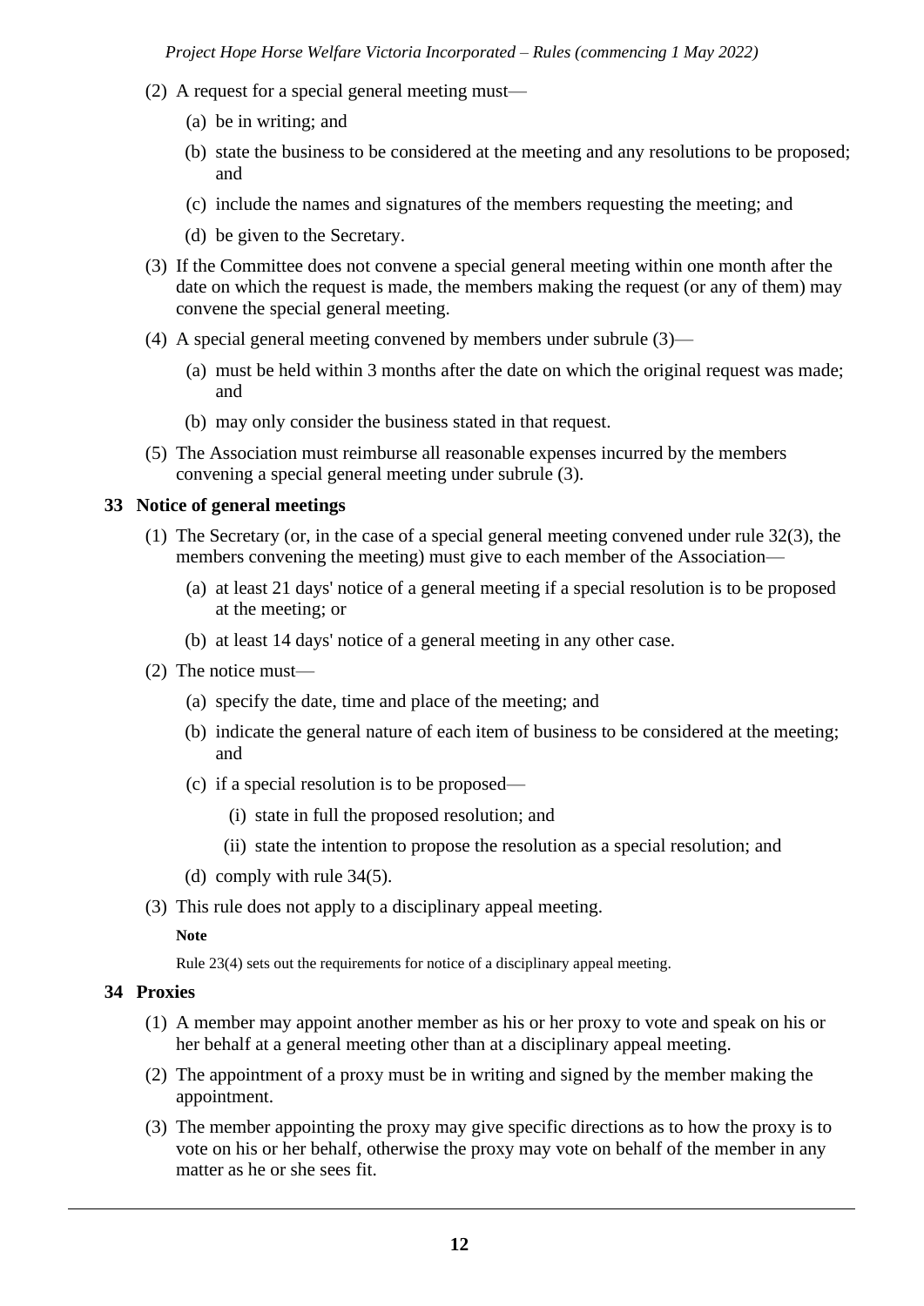(2) A request for a special general meeting must—

  (a) be in writing; and

  (b) state the business to be considered at the meeting and any resolutions to be proposed; and

  (c) include the names and signatures of the members requesting the meeting; and

  (d) be given to the Secretary.

(3) If the Committee does not convene a special general meeting within one month after the date on which the request is made, the members making the request (or any of them) may convene the special general meeting.

(4) A special general meeting convened by members under subrule (3)—

  (a) must be held within 3 months after the date on which the original request was made; and

  (b) may only consider the business stated in that request.

(5) The Association must reimburse all reasonable expenses incurred by the members convening a special general meeting under subrule (3).

### 33 Notice of general meetings

(1) The Secretary (or, in the case of a special general meeting convened under rule 32(3), the members convening the meeting) must give to each member of the Association—

  (a) at least 21 days' notice of a general meeting if a special resolution is to be proposed at the meeting; or

  (b) at least 14 days' notice of a general meeting in any other case.

(2) The notice must—

  (a) specify the date, time and place of the meeting; and

  (b) indicate the general nature of each item of business to be considered at the meeting; and

  (c) if a special resolution is to be proposed—

    (i) state in full the proposed resolution; and

    (ii) state the intention to propose the resolution as a special resolution; and

  (d) comply with rule 34(5).

(3) This rule does not apply to a disciplinary appeal meeting.

**Note**

Rule 23(4) sets out the requirements for notice of a disciplinary appeal meeting.

### 34 Proxies

(1) A member may appoint another member as his or her proxy to vote and speak on his or her behalf at a general meeting other than at a disciplinary appeal meeting.

(2) The appointment of a proxy must be in writing and signed by the member making the appointment.

(3) The member appointing the proxy may give specific directions as to how the proxy is to vote on his or her behalf, otherwise the proxy may vote on behalf of the member in any matter as he or she sees fit.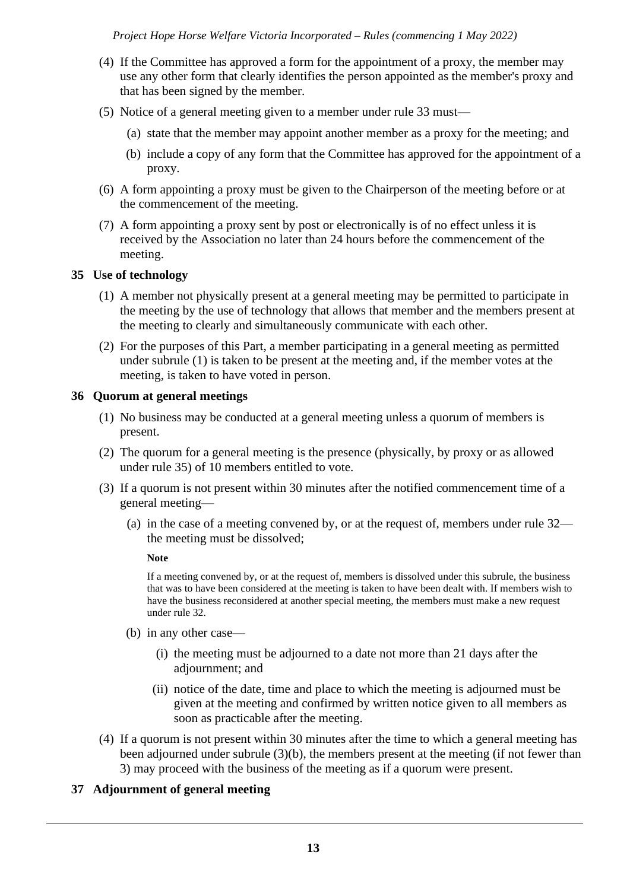(4) If the Committee has approved a form for the appointment of a proxy, the member may use any other form that clearly identifies the person appointed as the member's proxy and that has been signed by the member.

(5) Notice of a general meeting given to a member under rule 33 must—

(a) state that the member may appoint another member as a proxy for the meeting; and

(b) include a copy of any form that the Committee has approved for the appointment of a proxy.

(6) A form appointing a proxy must be given to the Chairperson of the meeting before or at the commencement of the meeting.

(7) A form appointing a proxy sent by post or electronically is of no effect unless it is received by the Association no later than 24 hours before the commencement of the meeting.

## 35 Use of technology

(1) A member not physically present at a general meeting may be permitted to participate in the meeting by the use of technology that allows that member and the members present at the meeting to clearly and simultaneously communicate with each other.

(2) For the purposes of this Part, a member participating in a general meeting as permitted under subrule (1) is taken to be present at the meeting and, if the member votes at the meeting, is taken to have voted in person.

## 36 Quorum at general meetings

(1) No business may be conducted at a general meeting unless a quorum of members is present.

(2) The quorum for a general meeting is the presence (physically, by proxy or as allowed under rule 35) of 10 members entitled to vote.

(3) If a quorum is not present within 30 minutes after the notified commencement time of a general meeting—

(a) in the case of a meeting convened by, or at the request of, members under rule 32—the meeting must be dissolved;

**Note**

If a meeting convened by, or at the request of, members is dissolved under this subrule, the business that was to have been considered at the meeting is taken to have been dealt with. If members wish to have the business reconsidered at another special meeting, the members must make a new request under rule 32.

(b) in any other case—

(i) the meeting must be adjourned to a date not more than 21 days after the adjournment; and

(ii) notice of the date, time and place to which the meeting is adjourned must be given at the meeting and confirmed by written notice given to all members as soon as practicable after the meeting.

(4) If a quorum is not present within 30 minutes after the time to which a general meeting has been adjourned under subrule (3)(b), the members present at the meeting (if not fewer than 3) may proceed with the business of the meeting as if a quorum were present.

## 37 Adjournment of general meeting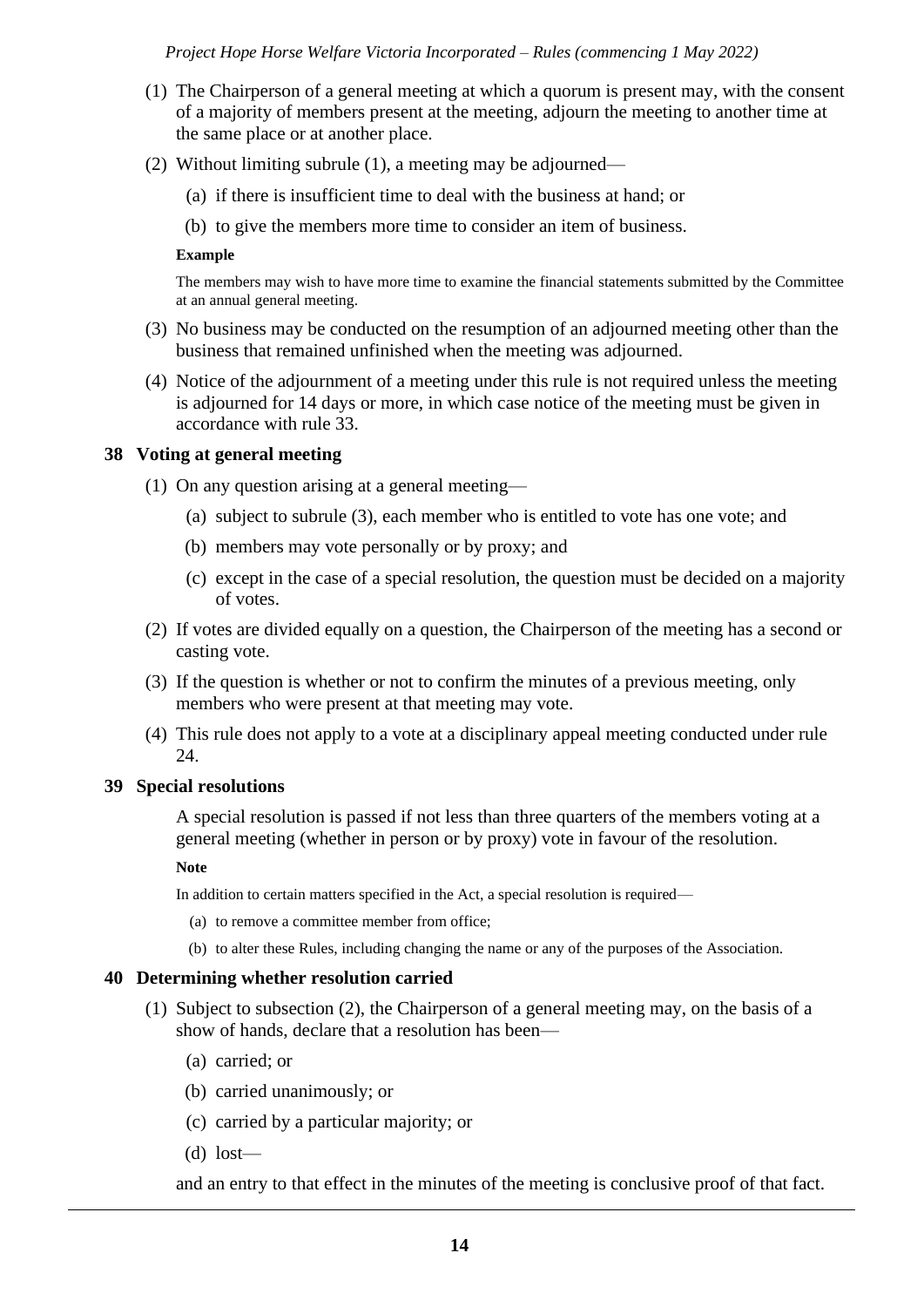(1) The Chairperson of a general meeting at which a quorum is present may, with the consent of a majority of members present at the meeting, adjourn the meeting to another time at the same place or at another place.

(2) Without limiting subrule (1), a meeting may be adjourned—

(a) if there is insufficient time to deal with the business at hand; or

(b) to give the members more time to consider an item of business.

**Example**

The members may wish to have more time to examine the financial statements submitted by the Committee at an annual general meeting.

(3) No business may be conducted on the resumption of an adjourned meeting other than the business that remained unfinished when the meeting was adjourned.

(4) Notice of the adjournment of a meeting under this rule is not required unless the meeting is adjourned for 14 days or more, in which case notice of the meeting must be given in accordance with rule 33.

### 38 Voting at general meeting

(1) On any question arising at a general meeting—

(a) subject to subrule (3), each member who is entitled to vote has one vote; and

(b) members may vote personally or by proxy; and

(c) except in the case of a special resolution, the question must be decided on a majority of votes.

(2) If votes are divided equally on a question, the Chairperson of the meeting has a second or casting vote.

(3) If the question is whether or not to confirm the minutes of a previous meeting, only members who were present at that meeting may vote.

(4) This rule does not apply to a vote at a disciplinary appeal meeting conducted under rule 24.

### 39 Special resolutions

A special resolution is passed if not less than three quarters of the members voting at a general meeting (whether in person or by proxy) vote in favour of the resolution.

**Note**

In addition to certain matters specified in the Act, a special resolution is required—

(a) to remove a committee member from office;

(b) to alter these Rules, including changing the name or any of the purposes of the Association.

### 40 Determining whether resolution carried

(1) Subject to subsection (2), the Chairperson of a general meeting may, on the basis of a show of hands, declare that a resolution has been—

(a) carried; or

(b) carried unanimously; or

(c) carried by a particular majority; or

(d) lost—

and an entry to that effect in the minutes of the meeting is conclusive proof of that fact.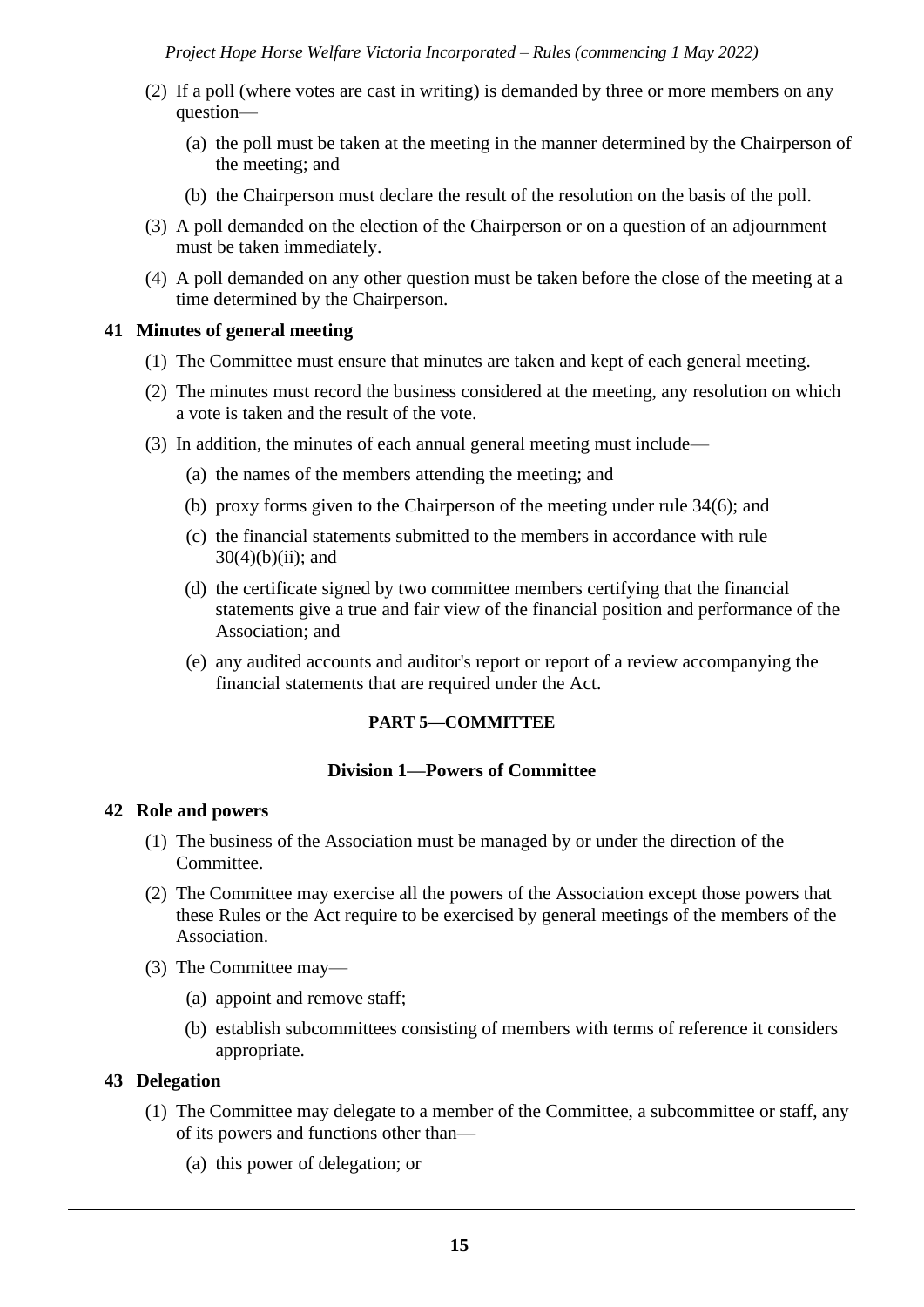(2) If a poll (where votes are cast in writing) is demanded by three or more members on any question—

(a) the poll must be taken at the meeting in the manner determined by the Chairperson of the meeting; and

(b) the Chairperson must declare the result of the resolution on the basis of the poll.

(3) A poll demanded on the election of the Chairperson or on a question of an adjournment must be taken immediately.

(4) A poll demanded on any other question must be taken before the close of the meeting at a time determined by the Chairperson.

### 41 Minutes of general meeting

(1) The Committee must ensure that minutes are taken and kept of each general meeting.

(2) The minutes must record the business considered at the meeting, any resolution on which a vote is taken and the result of the vote.

(3) In addition, the minutes of each annual general meeting must include—

(a) the names of the members attending the meeting; and

(b) proxy forms given to the Chairperson of the meeting under rule 34(6); and

(c) the financial statements submitted to the members in accordance with rule 30(4)(b)(ii); and

(d) the certificate signed by two committee members certifying that the financial statements give a true and fair view of the financial position and performance of the Association; and

(e) any audited accounts and auditor's report or report of a review accompanying the financial statements that are required under the Act.

## PART 5—COMMITTEE

## Division 1—Powers of Committee

### 42 Role and powers

(1) The business of the Association must be managed by or under the direction of the Committee.

(2) The Committee may exercise all the powers of the Association except those powers that these Rules or the Act require to be exercised by general meetings of the members of the Association.

(3) The Committee may—

(a) appoint and remove staff;

(b) establish subcommittees consisting of members with terms of reference it considers appropriate.

### 43 Delegation

(1) The Committee may delegate to a member of the Committee, a subcommittee or staff, any of its powers and functions other than—

(a) this power of delegation; or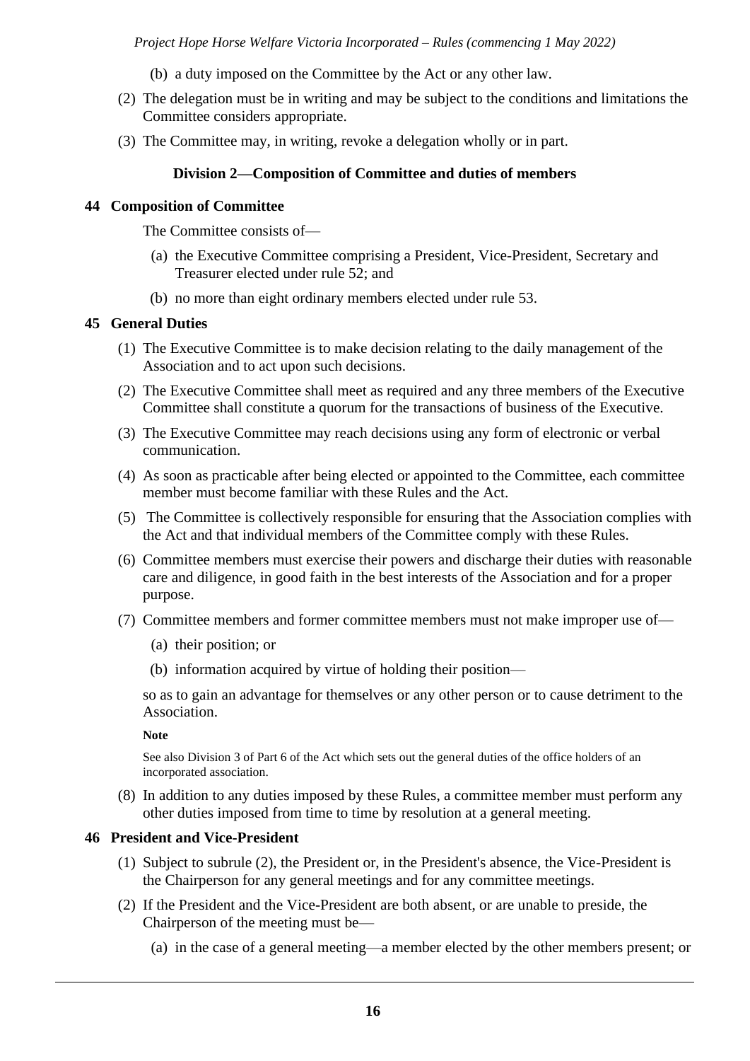(b) a duty imposed on the Committee by the Act or any other law.

(2) The delegation must be in writing and may be subject to the conditions and limitations the Committee considers appropriate.

(3) The Committee may, in writing, revoke a delegation wholly or in part.

### Division 2—Composition of Committee and duties of members

**44 Composition of Committee**

The Committee consists of—

(a) the Executive Committee comprising a President, Vice-President, Secretary and Treasurer elected under rule 52; and

(b) no more than eight ordinary members elected under rule 53.

**45 General Duties**

(1) The Executive Committee is to make decision relating to the daily management of the Association and to act upon such decisions.

(2) The Executive Committee shall meet as required and any three members of the Executive Committee shall constitute a quorum for the transactions of business of the Executive.

(3) The Executive Committee may reach decisions using any form of electronic or verbal communication.

(4) As soon as practicable after being elected or appointed to the Committee, each committee member must become familiar with these Rules and the Act.

(5) The Committee is collectively responsible for ensuring that the Association complies with the Act and that individual members of the Committee comply with these Rules.

(6) Committee members must exercise their powers and discharge their duties with reasonable care and diligence, in good faith in the best interests of the Association and for a proper purpose.

(7) Committee members and former committee members must not make improper use of—

(a) their position; or

(b) information acquired by virtue of holding their position—

so as to gain an advantage for themselves or any other person or to cause detriment to the Association.

**Note**

See also Division 3 of Part 6 of the Act which sets out the general duties of the office holders of an incorporated association.

(8) In addition to any duties imposed by these Rules, a committee member must perform any other duties imposed from time to time by resolution at a general meeting.

**46 President and Vice-President**

(1) Subject to subrule (2), the President or, in the President's absence, the Vice-President is the Chairperson for any general meetings and for any committee meetings.

(2) If the President and the Vice-President are both absent, or are unable to preside, the Chairperson of the meeting must be—

(a) in the case of a general meeting—a member elected by the other members present; or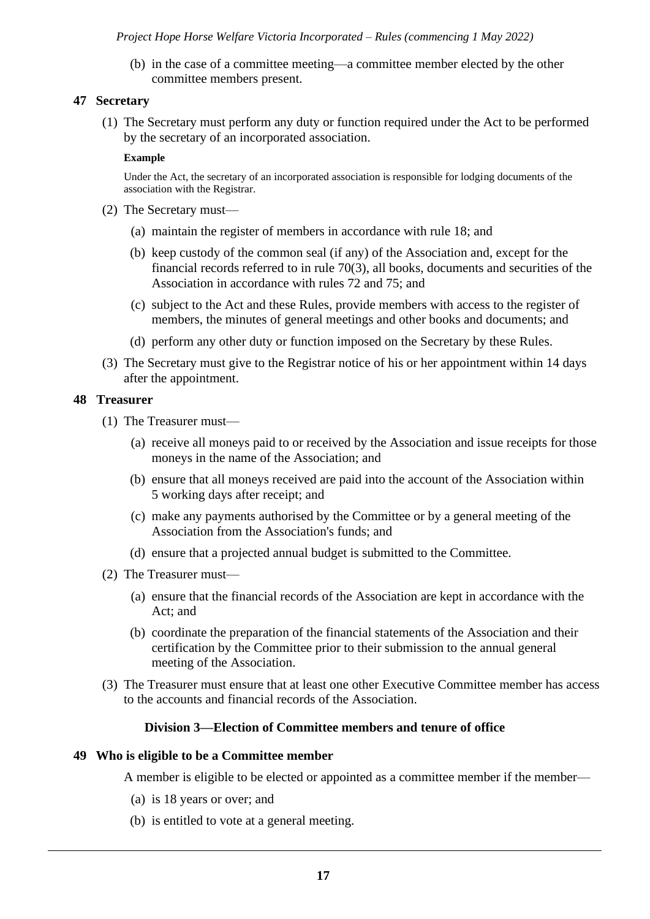(b) in the case of a committee meeting—a committee member elected by the other committee members present.

### 47 Secretary

(1) The Secretary must perform any duty or function required under the Act to be performed by the secretary of an incorporated association.

**Example**

Under the Act, the secretary of an incorporated association is responsible for lodging documents of the association with the Registrar.

(2) The Secretary must—

(a) maintain the register of members in accordance with rule 18; and

(b) keep custody of the common seal (if any) of the Association and, except for the financial records referred to in in rule 70(3), all books, documents and securities of the Association in accordance with rules 72 and 75; and

(c) subject to the Act and these Rules, provide members with access to the register of members, the minutes of general meetings and other books and documents; and

(d) perform any other duty or function imposed on the Secretary by these Rules.

(3) The Secretary must give to the Registrar notice of his or her appointment within 14 days after the appointment.

### 48 Treasurer

(1) The Treasurer must—

(a) receive all moneys paid to or received by the Association and issue receipts for those moneys in the name of the Association; and

(b) ensure that all moneys received are paid into the account of the Association within 5 working days after receipt; and

(c) make any payments authorised by the Committee or by a general meeting of the Association from the Association's funds; and

(d) ensure that a projected annual budget is submitted to the Committee.

(2) The Treasurer must—

(a) ensure that the financial records of the Association are kept in accordance with the Act; and

(b) coordinate the preparation of the financial statements of the Association and their certification by the Committee prior to their submission to the annual general meeting of the Association.

(3) The Treasurer must ensure that at least one other Executive Committee member has access to the accounts and financial records of the Association.

## Division 3—Election of Committee members and tenure of office

### 49 Who is eligible to be a Committee member

A member is eligible to be elected or appointed as a committee member if the member—

(a) is 18 years or over; and

(b) is entitled to vote at a general meeting.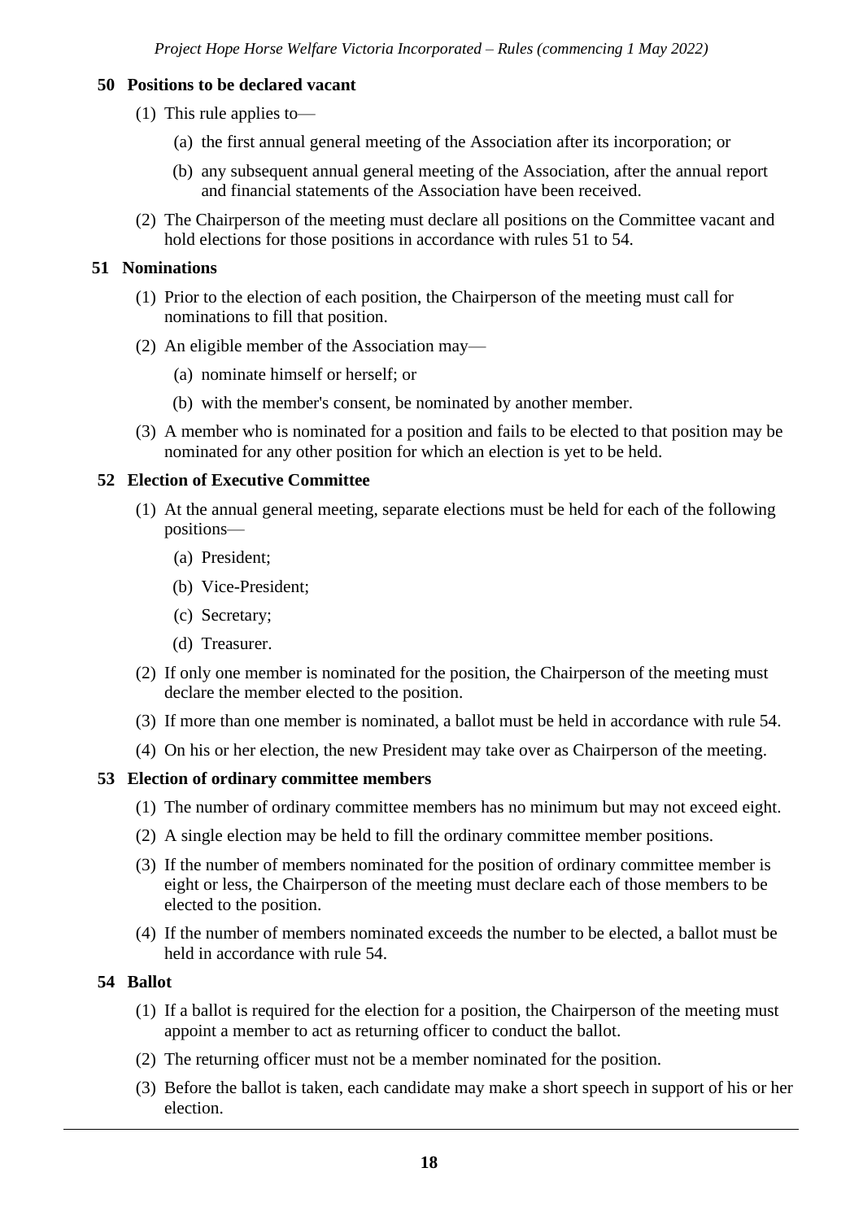### 50 Positions to be declared vacant

(1) This rule applies to—

  (a) the first annual general meeting of the Association after its incorporation; or

  (b) any subsequent annual general meeting of the Association, after the annual report and financial statements of the Association have been received.

(2) The Chairperson of the meeting must declare all positions on the Committee vacant and hold elections for those positions in accordance with rules 51 to 54.

### 51 Nominations

(1) Prior to the election of each position, the Chairperson of the meeting must call for nominations to fill that position.

(2) An eligible member of the Association may—

  (a) nominate himself or herself; or

  (b) with the member's consent, be nominated by another member.

(3) A member who is nominated for a position and fails to be elected to that position may be nominated for any other position for which an election is yet to be held.

### 52 Election of Executive Committee

(1) At the annual general meeting, separate elections must be held for each of the following positions—

  (a) President;

  (b) Vice-President;

  (c) Secretary;

  (d) Treasurer.

(2) If only one member is nominated for the position, the Chairperson of the meeting must declare the member elected to the position.

(3) If more than one member is nominated, a ballot must be held in accordance with rule 54.

(4) On his or her election, the new President may take over as Chairperson of the meeting.

### 53 Election of ordinary committee members

(1) The number of ordinary committee members has no minimum but may not exceed eight.

(2) A single election may be held to fill the ordinary committee member positions.

(3) If the number of members nominated for the position of ordinary committee member is eight or less, the Chairperson of the meeting must declare each of those members to be elected to the position.

(4) If the number of members nominated exceeds the number to be elected, a ballot must be held in accordance with rule 54.

### 54 Ballot

(1) If a ballot is required for the election for a position, the Chairperson of the meeting must appoint a member to act as returning officer to conduct the ballot.

(2) The returning officer must not be a member nominated for the position.

(3) Before the ballot is taken, each candidate may make a short speech in support of his or her election.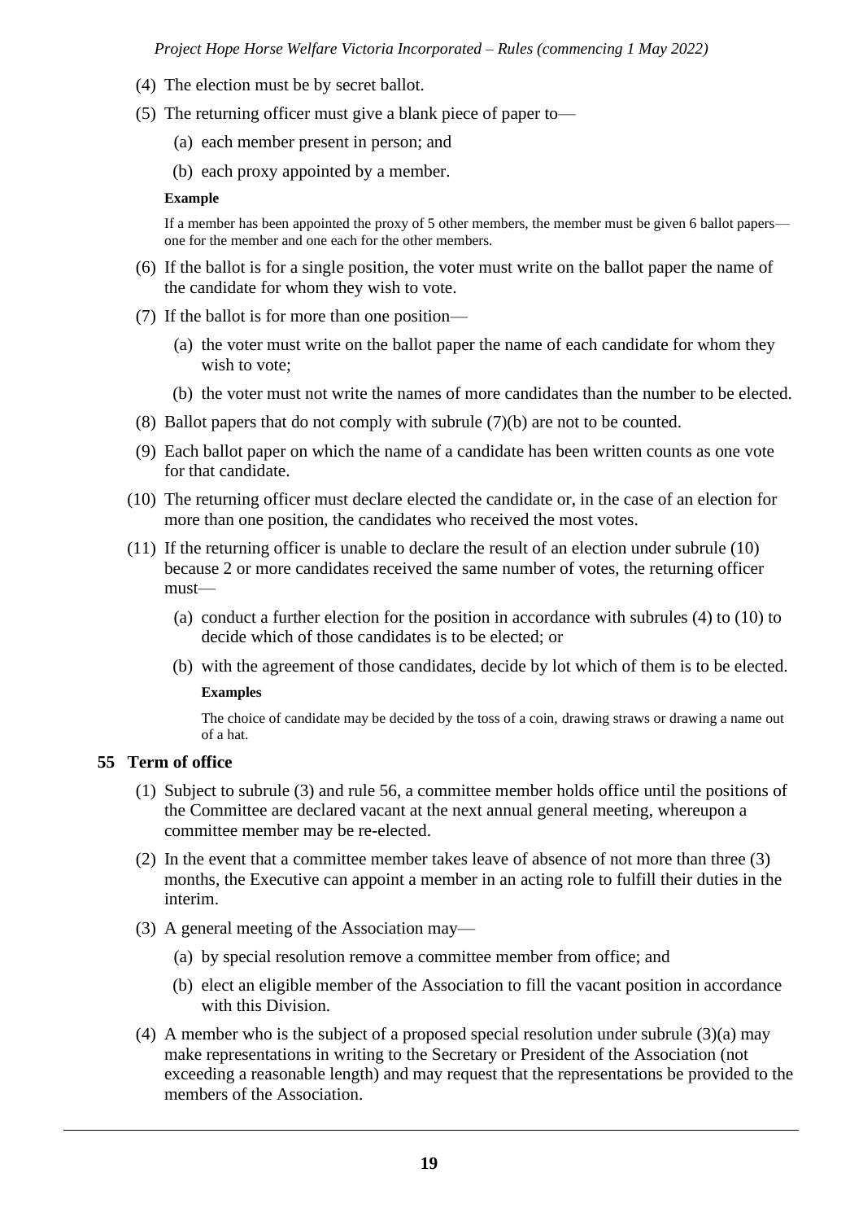(4) The election must be by secret ballot.

(5) The returning officer must give a blank piece of paper to—

  (a) each member present in person; and

  (b) each proxy appointed by a member.

**Example**

If a member has been appointed the proxy of 5 other members, the member must be given 6 ballot papers—one for the member and one each for the other members.

(6) If the ballot is for a single position, the voter must write on the ballot paper the name of the candidate for whom they wish to vote.

(7) If the ballot is for more than one position—

  (a) the voter must write on the ballot paper the name of each candidate for whom they wish to vote;

  (b) the voter must not write the names of more candidates than the number to be elected.

(8) Ballot papers that do not comply with subrule (7)(b) are not to be counted.

(9) Each ballot paper on which the name of a candidate has been written counts as one vote for that candidate.

(10) The returning officer must declare elected the candidate or, in the case of an election for more than one position, the candidates who received the most votes.

(11) If the returning officer is unable to declare the result of an election under subrule (10) because 2 or more candidates received the same number of votes, the returning officer must—

  (a) conduct a further election for the position in accordance with subrules (4) to (10) to decide which of those candidates is to be elected; or

  (b) with the agreement of those candidates, decide by lot which of them is to be elected.

  **Examples**

  The choice of candidate may be decided by the toss of a coin, drawing straws or drawing a name out of a hat.

## 55 Term of office

(1) Subject to subrule (3) and rule 56, a committee member holds office until the positions of the Committee are declared vacant at the next annual general meeting, whereupon a committee member may be re-elected.

(2) In the event that a committee member takes leave of absence of not more than three (3) months, the Executive can appoint a member in an acting role to fulfill their duties in the interim.

(3) A general meeting of the Association may—

  (a) by special resolution remove a committee member from office; and

  (b) elect an eligible member of the Association to fill the vacant position in accordance with this Division.

(4) A member who is the subject of a proposed special resolution under subrule (3)(a) may make representations in writing to the Secretary or President of the Association (not exceeding a reasonable length) and may request that the representations be provided to the members of the Association.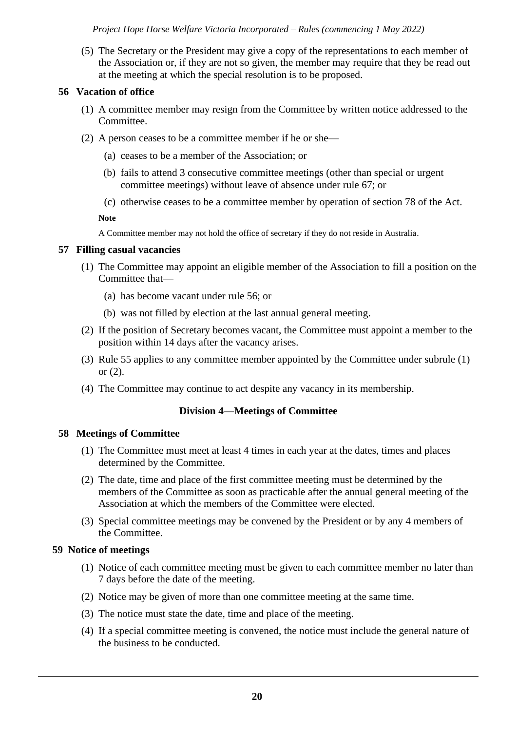(5) The Secretary or the President may give a copy of the representations to each member of the Association or, if they are not so given, the member may require that they be read out at the meeting at which the special resolution is to be proposed.

### 56 Vacation of office

(1) A committee member may resign from the Committee by written notice addressed to the Committee.

(2) A person ceases to be a committee member if he or she—

(a) ceases to be a member of the Association; or

(b) fails to attend 3 consecutive committee meetings (other than special or urgent committee meetings) without leave of absence under rule 67; or

(c) otherwise ceases to be a committee member by operation of section 78 of the Act.

**Note**

A Committee member may not hold the office of secretary if they do not reside in Australia.

### 57 Filling casual vacancies

(1) The Committee may appoint an eligible member of the Association to fill a position on the Committee that—

(a) has become vacant under rule 56; or

(b) was not filled by election at the last annual general meeting.

(2) If the position of Secretary becomes vacant, the Committee must appoint a member to the position within 14 days after the vacancy arises.

(3) Rule 55 applies to any committee member appointed by the Committee under subrule (1) or (2).

(4) The Committee may continue to act despite any vacancy in its membership.

## Division 4—Meetings of Committee

### 58 Meetings of Committee

(1) The Committee must meet at least 4 times in each year at the dates, times and places determined by the Committee.

(2) The date, time and place of the first committee meeting must be determined by the members of the Committee as soon as practicable after the annual general meeting of the Association at which the members of the Committee were elected.

(3) Special committee meetings may be convened by the President or by any 4 members of the Committee.

### 59 Notice of meetings

(1) Notice of each committee meeting must be given to each committee member no later than 7 days before the date of the meeting.

(2) Notice may be given of more than one committee meeting at the same time.

(3) The notice must state the date, time and place of the meeting.

(4) If a special committee meeting is convened, the notice must include the general nature of the business to be conducted.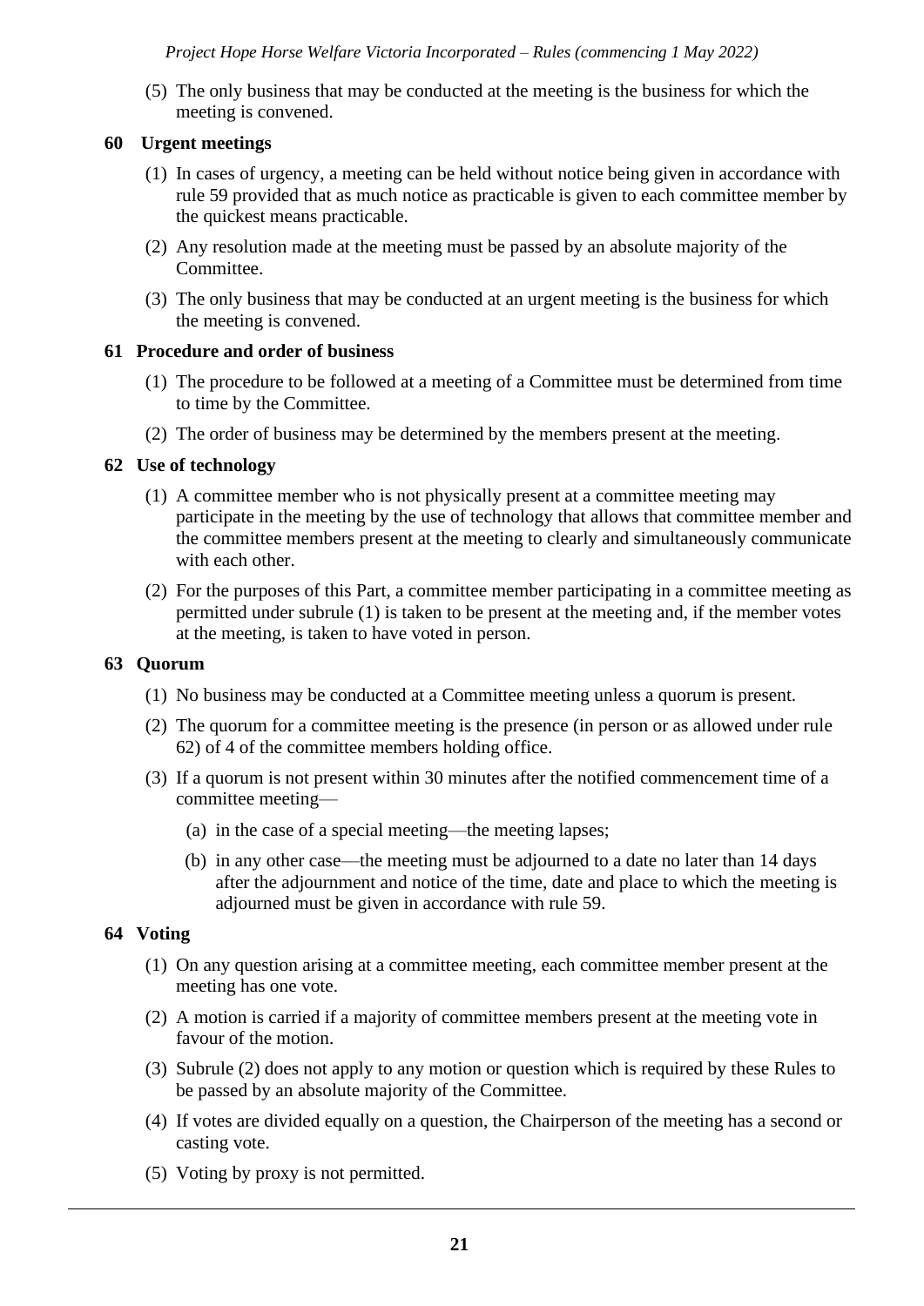(5) The only business that may be conducted at the meeting is the business for which the meeting is convened.

## 60 Urgent meetings

(1) In cases of urgency, a meeting can be held without notice being given in accordance with rule 59 provided that as much notice as practicable is given to each committee member by the quickest means practicable.

(2) Any resolution made at the meeting must be passed by an absolute majority of the Committee.

(3) The only business that may be conducted at an urgent meeting is the business for which the meeting is convened.

## 61 Procedure and order of business

(1) The procedure to be followed at a meeting of a Committee must be determined from time to time by the Committee.

(2) The order of business may be determined by the members present at the meeting.

## 62 Use of technology

(1) A committee member who is not physically present at a committee meeting may participate in the meeting by the use of technology that allows that committee member and the committee members present at the meeting to clearly and simultaneously communicate with each other.

(2) For the purposes of this Part, a committee member participating in a committee meeting as permitted under subrule (1) is taken to be present at the meeting and, if the member votes at the meeting, is taken to have voted in person.

## 63 Quorum

(1) No business may be conducted at a Committee meeting unless a quorum is present.

(2) The quorum for a committee meeting is the presence (in person or as allowed under rule 62) of 4 of the committee members holding office.

(3) If a quorum is not present within 30 minutes after the notified commencement time of a committee meeting—

  (a) in the case of a special meeting—the meeting lapses;

  (b) in any other case—the meeting must be adjourned to a date no later than 14 days after the adjournment and notice of the time, date and place to which the meeting is adjourned must be given in accordance with rule 59.

## 64 Voting

(1) On any question arising at a committee meeting, each committee member present at the meeting has one vote.

(2) A motion is carried if a majority of committee members present at the meeting vote in favour of the motion.

(3) Subrule (2) does not apply to any motion or question which is required by these Rules to be passed by an absolute majority of the Committee.

(4) If votes are divided equally on a question, the Chairperson of the meeting has a second or casting vote.

(5) Voting by proxy is not permitted.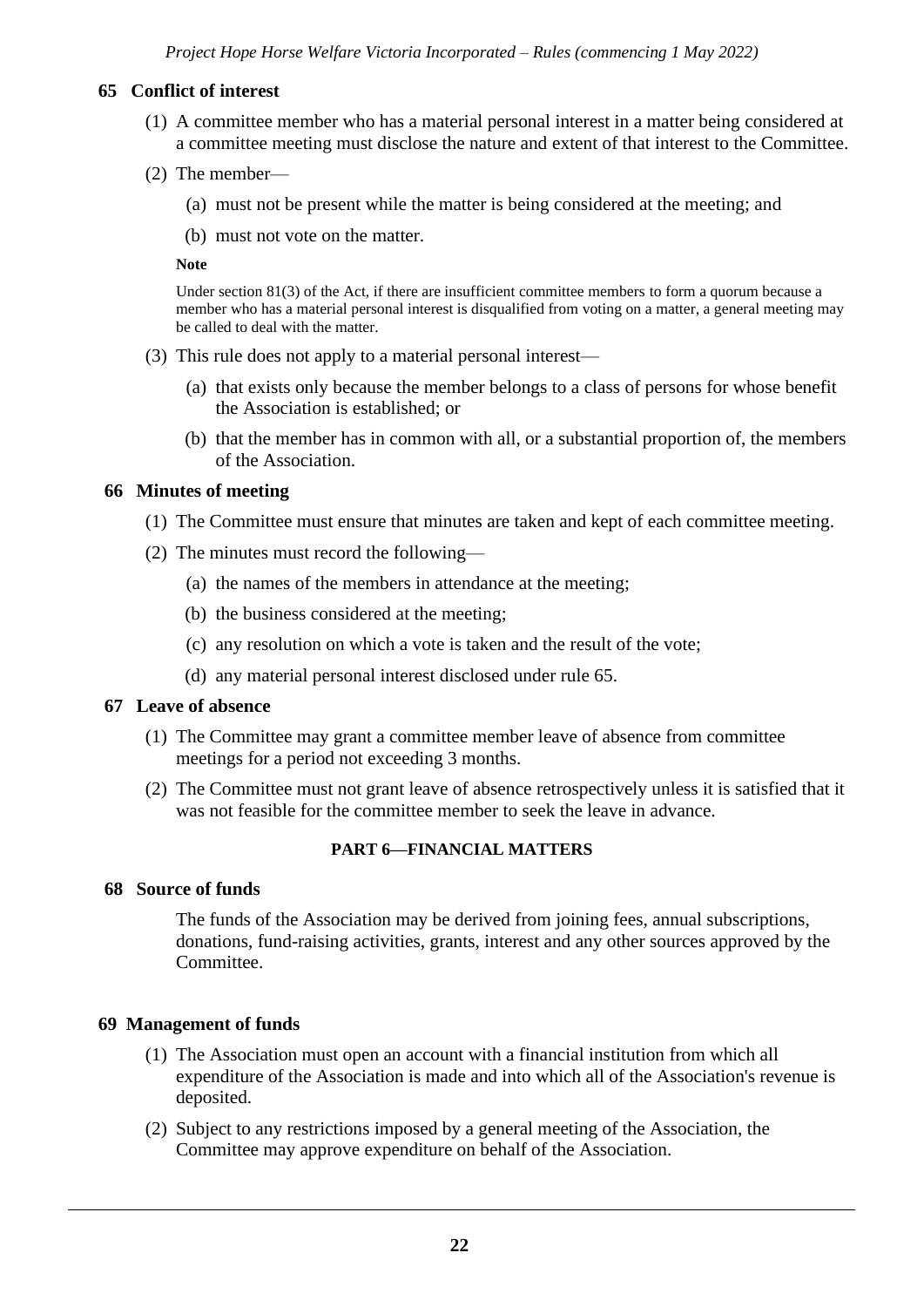### 65 Conflict of interest

(1) A committee member who has a material personal interest in a matter being considered at a committee meeting must disclose the nature and extent of that interest to the Committee.

(2) The member—

(a) must not be present while the matter is being considered at the meeting; and

(b) must not vote on the matter.

**Note**

Under section 81(3) of the Act, if there are insufficient committee members to form a quorum because a member who has a material personal interest is disqualified from voting on a matter, a general meeting may be called to deal with the matter.

(3) This rule does not apply to a material personal interest—

(a) that exists only because the member belongs to a class of persons for whose benefit the Association is established; or

(b) that the member has in common with all, or a substantial proportion of, the members of the Association.

### 66 Minutes of meeting

(1) The Committee must ensure that minutes are taken and kept of each committee meeting.

(2) The minutes must record the following—

(a) the names of the members in attendance at the meeting;

(b) the business considered at the meeting;

(c) any resolution on which a vote is taken and the result of the vote;

(d) any material personal interest disclosed under rule 65.

### 67 Leave of absence

(1) The Committee may grant a committee member leave of absence from committee meetings for a period not exceeding 3 months.

(2) The Committee must not grant leave of absence retrospectively unless it is satisfied that it was not feasible for the committee member to seek the leave in advance.

## PART 6—FINANCIAL MATTERS

### 68 Source of funds

The funds of the Association may be derived from joining fees, annual subscriptions, donations, fund-raising activities, grants, interest and any other sources approved by the Committee.

### 69 Management of funds

(1) The Association must open an account with a financial institution from which all expenditure of the Association is made and into which all of the Association's revenue is deposited.

(2) Subject to any restrictions imposed by a general meeting of the Association, the Committee may approve expenditure on behalf of the Association.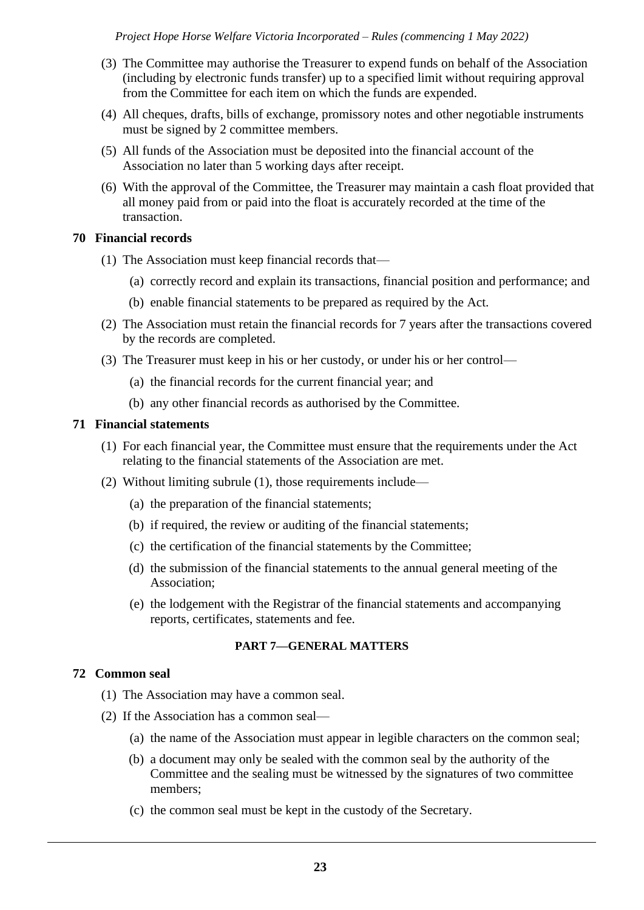(3) The Committee may authorise the Treasurer to expend funds on behalf of the Association (including by electronic funds transfer) up to a specified limit without requiring approval from the Committee for each item on which the funds are expended.

(4) All cheques, drafts, bills of exchange, promissory notes and other negotiable instruments must be signed by 2 committee members.

(5) All funds of the Association must be deposited into the financial account of the Association no later than 5 working days after receipt.

(6) With the approval of the Committee, the Treasurer may maintain a cash float provided that all money paid from or paid into the float is accurately recorded at the time of the transaction.

### 70 Financial records

(1) The Association must keep financial records that—

(a) correctly record and explain its transactions, financial position and performance; and

(b) enable financial statements to be prepared as required by the Act.

(2) The Association must retain the financial records for 7 years after the transactions covered by the records are completed.

(3) The Treasurer must keep in his or her custody, or under his or her control—

(a) the financial records for the current financial year; and

(b) any other financial records as authorised by the Committee.

### 71 Financial statements

(1) For each financial year, the Committee must ensure that the requirements under the Act relating to the financial statements of the Association are met.

(2) Without limiting subrule (1), those requirements include—

(a) the preparation of the financial statements;

(b) if required, the review or auditing of the financial statements;

(c) the certification of the financial statements by the Committee;

(d) the submission of the financial statements to the annual general meeting of the Association;

(e) the lodgement with the Registrar of the financial statements and accompanying reports, certificates, statements and fee.

## PART 7—GENERAL MATTERS

### 72 Common seal

(1) The Association may have a common seal.

(2) If the Association has a common seal—

(a) the name of the Association must appear in legible characters on the common seal;

(b) a document may only be sealed with the common seal by the authority of the Committee and the sealing must be witnessed by the signatures of two committee members;

(c) the common seal must be kept in the custody of the Secretary.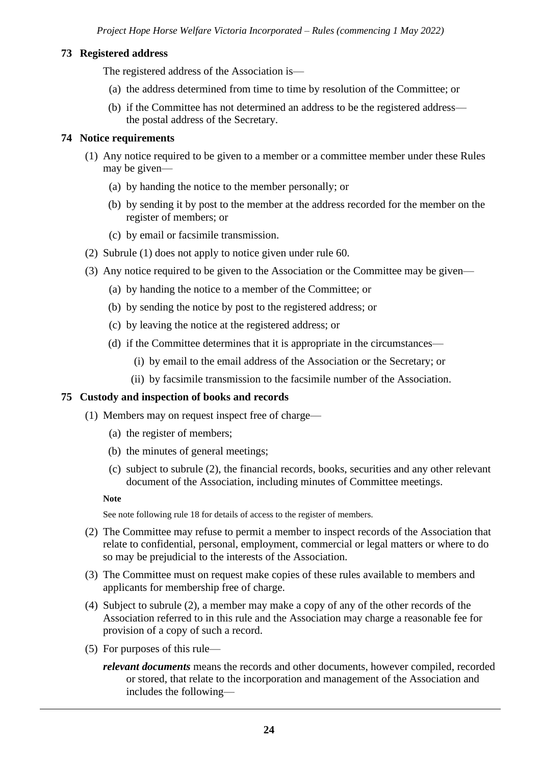## 73 Registered address

The registered address of the Association is—

(a) the address determined from time to time by resolution of the Committee; or

(b) if the Committee has not determined an address to be the registered address—the postal address of the Secretary.

## 74 Notice requirements

(1) Any notice required to be given to a member or a committee member under these Rules may be given—

(a) by handing the notice to the member personally; or

(b) by sending it by post to the member at the address recorded for the member on the register of members; or

(c) by email or facsimile transmission.

(2) Subrule (1) does not apply to notice given under rule 60.

(3) Any notice required to be given to the Association or the Committee may be given—

(a) by handing the notice to a member of the Committee; or

(b) by sending the notice by post to the registered address; or

(c) by leaving the notice at the registered address; or

(d) if the Committee determines that it is appropriate in the circumstances—

(i) by email to the email address of the Association or the Secretary; or

(ii) by facsimile transmission to the facsimile number of the Association.

## 75 Custody and inspection of books and records

(1) Members may on request inspect free of charge—

(a) the register of members;

(b) the minutes of general meetings;

(c) subject to subrule (2), the financial records, books, securities and any other relevant document of the Association, including minutes of Committee meetings.

**Note**

See note following rule 18 for details of access to the register of members.

(2) The Committee may refuse to permit a member to inspect records of the Association that relate to confidential, personal, employment, commercial or legal matters or where to do so may be prejudicial to the interests of the Association.

(3) The Committee must on request make copies of these rules available to members and applicants for membership free of charge.

(4) Subject to subrule (2), a member may make a copy of any of the other records of the Association referred to in this rule and the Association may charge a reasonable fee for provision of a copy of such a record.

(5) For purposes of this rule—

***relevant documents*** means the records and other documents, however compiled, recorded or stored, that relate to the incorporation and management of the Association and includes the following—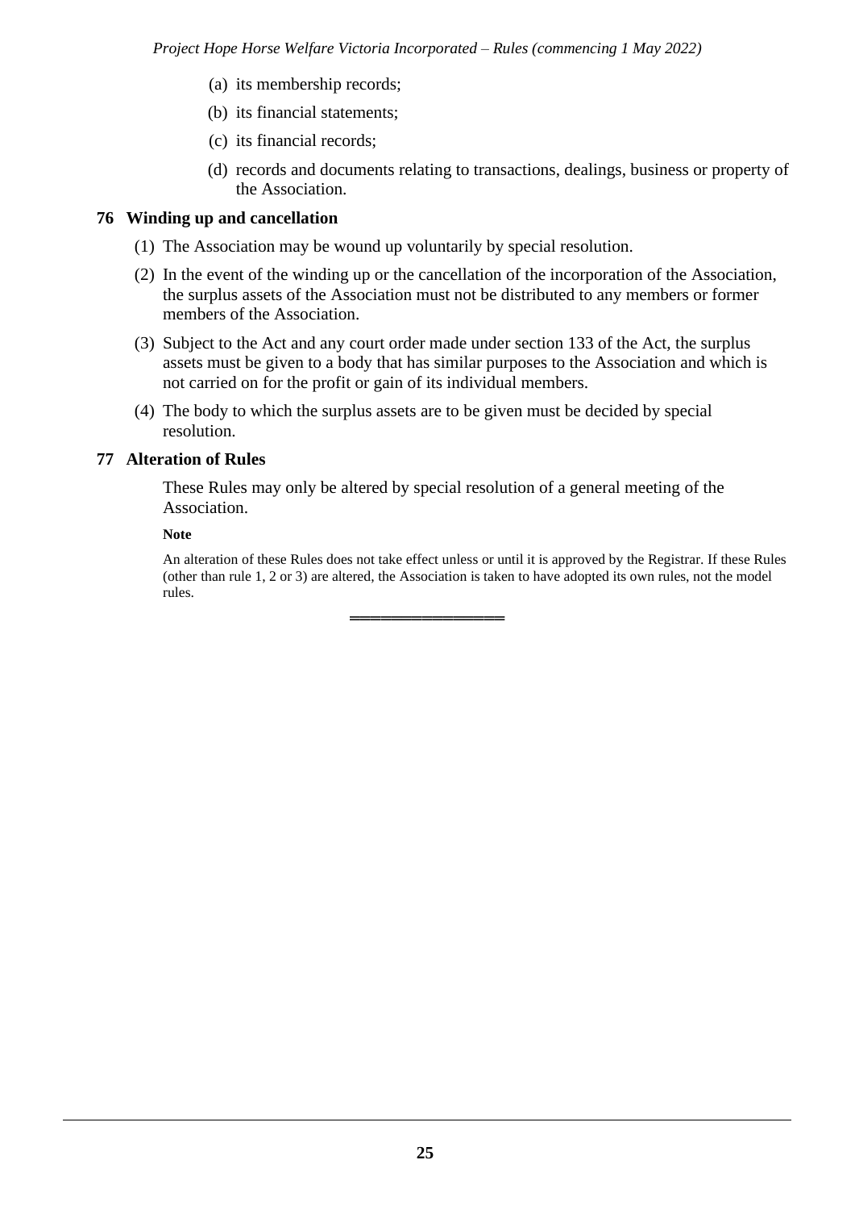(a) its membership records;

(b) its financial statements;

(c) its financial records;

(d) records and documents relating to transactions, dealings, business or property of the Association.

### 76 Winding up and cancellation

(1) The Association may be wound up voluntarily by special resolution.

(2) In the event of the winding up or the cancellation of the incorporation of the Association, the surplus assets of the Association must not be distributed to any members or former members of the Association.

(3) Subject to the Act and any court order made under section 133 of the Act, the surplus assets must be given to a body that has similar purposes to the Association and which is not carried on for the profit or gain of its individual members.

(4) The body to which the surplus assets are to be given must be decided by special resolution.

### 77 Alteration of Rules

These Rules may only be altered by special resolution of a general meeting of the Association.

**Note**

An alteration of these Rules does not take effect unless or until it is approved by the Registrar. If these Rules (other than rule 1, 2 or 3) are altered, the Association is taken to have adopted its own rules, not the model rules.

═══════════════